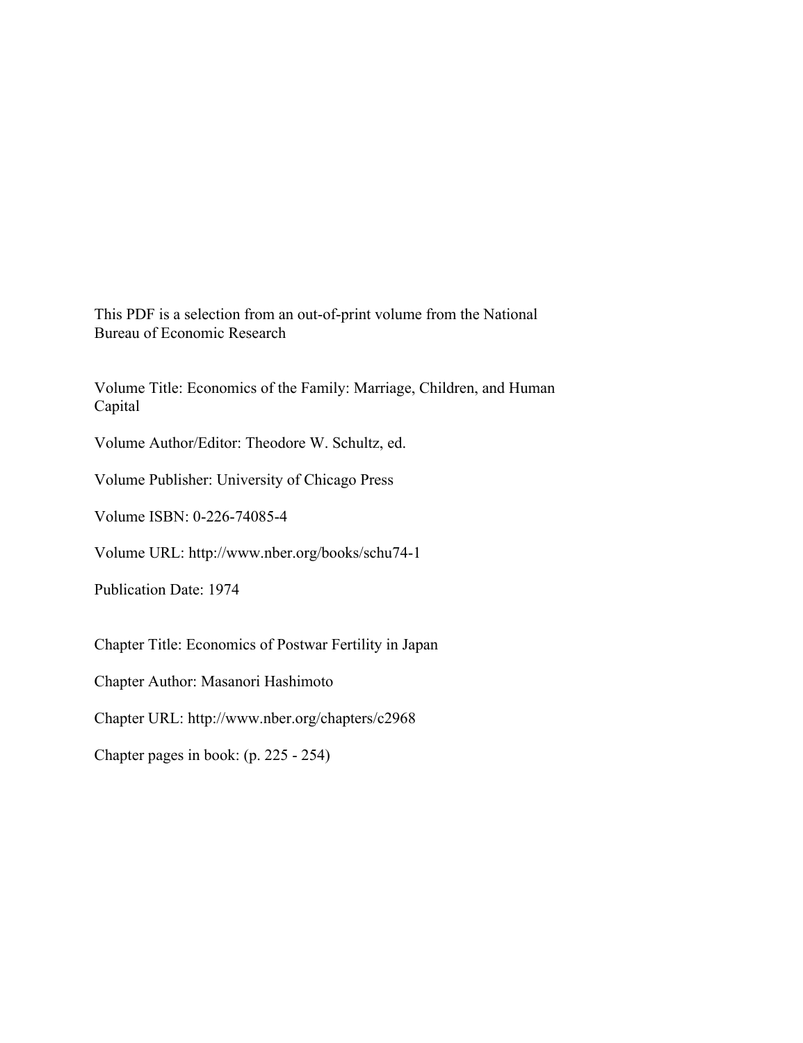This PDF is a selection from an out-of-print volume from the National Bureau of Economic Research

Volume Title: Economics of the Family: Marriage, Children, and Human Capital

Volume Author/Editor: Theodore W. Schultz, ed.

Volume Publisher: University of Chicago Press

Volume ISBN: 0-226-74085-4

Volume URL: http://www.nber.org/books/schu74-1

Publication Date: 1974

Chapter Title: Economics of Postwar Fertility in Japan

Chapter Author: Masanori Hashimoto

Chapter URL: http://www.nber.org/chapters/c2968

Chapter pages in book: (p. 225 - 254)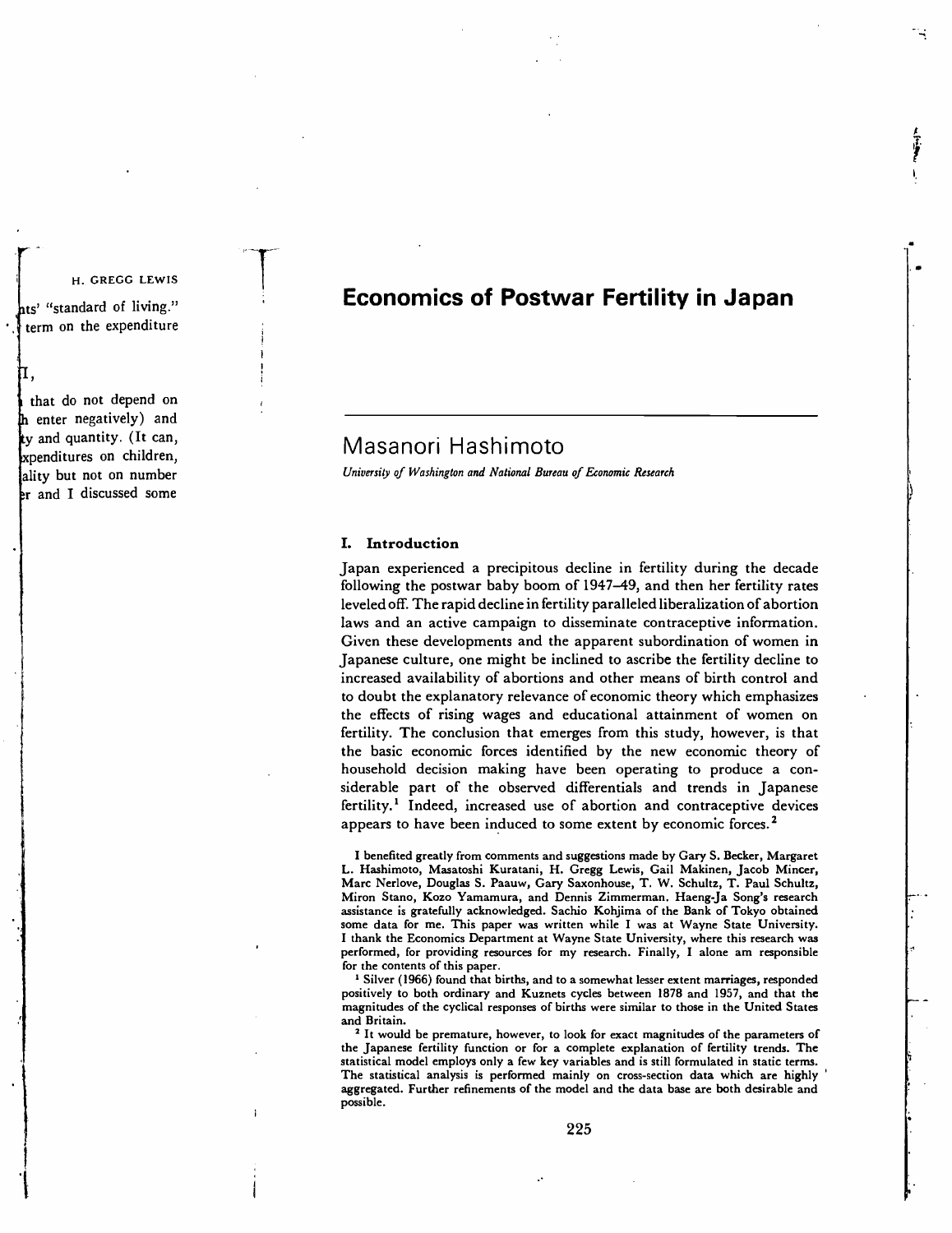# Economics of Postwar Fertility in Japan

## Masanori Hashimoto

*University of Washington and National Bureau of Economic Research*

### I. Introduction

Japan experienced a precipitous decline in fertility during the decade following the postwar baby boom of 1947–49, and then her fertility rates leveled off. The rapid decline in fertility paralleled liberalization of abortion laws and an active campaign to disseminate contraceptive information. Given these developments and the apparent subordination of women in Japanese culture, one might be inclined to ascribe the fertility decline to increased availability of abortions and other means of birth control and to doubt the explanatory relevance of economic theory which emphasizes the effects of rising wages and educational attainment of women on fertility. The conclusion that emerges from this study, however, is that the basic economic forces identified by the new economic theory of household decision making have been operating to produce a considerable part of the observed differentials and trends in Japanese fertility.[1] Indeed, increased use of abortion and contraceptive devices appears to have been induced to some extent by economic forces.[2]

I benefited greatly from comments and suggestions made by Gary S. Becker, Margaret L. Hashimoto, Masatoshi Kuratani, H. Gregg Lewis, Gail Makinen, Jacob Mincer, Marc Nerlove, Douglas S. Paauw, Gary Saxonhouse, T. W. Schultz, T. Paul Schultz, Miron Stano, Kozo Yamamura, and Dennis Zimmerman. Haeng-Ja Song's research assistance is gratefully acknowledged. Sachio Kohjima of the Bank of Tokyo obtained some data for me. This paper was written while I was at Wayne State University. I thank the Economics Department at Wayne State University, where this research was performed, for providing resources for my research. Finally, I alone am responsible for the contents of this paper.

[1] Silver (1966) found that births, and to a somewhat lesser extent marriages, responded positively to both ordinary and Kuznets cycles between 1878 and 1957, and that the magnitudes of the cyclical responses of births were similar to those in the United States and Britain.

[2] It would be premature, however, to look for exact magnitudes of the parameters of the Japanese fertility function or for a complete explanation of fertility trends. The statistical model employs only a few key variables and is still formulated in static terms. The statistical analysis is performed mainly on cross-section data which are highly aggregated. Further refinements of the model and the data base are both desirable and possible.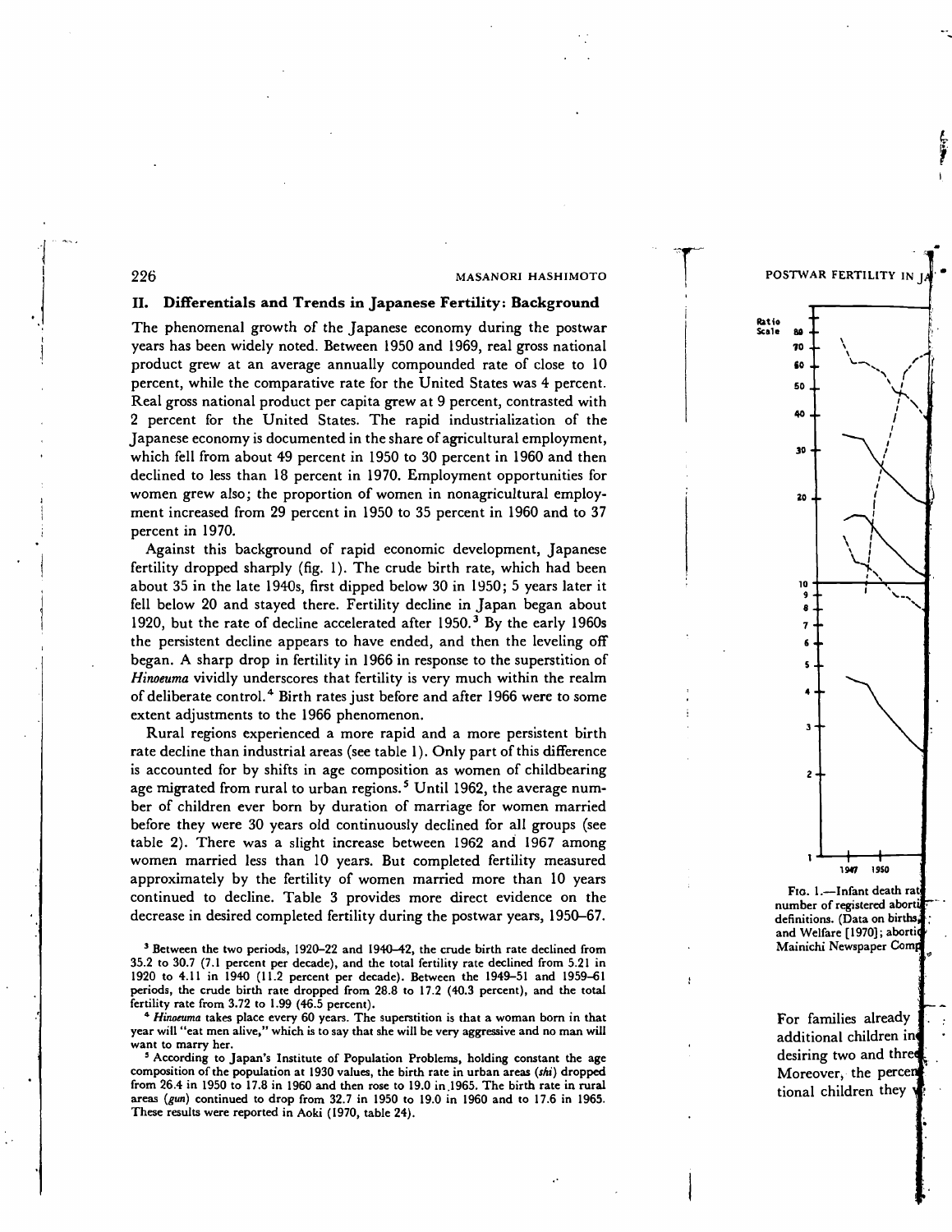## II. Differentials and Trends in Japanese Fertility: Background

The phenomenal growth of the Japanese economy during the postwar years has been widely noted. Between 1950 and 1969, real gross national product grew at an average annually compounded rate of close to 10 percent, while the comparative rate for the United States was 4 percent. Real gross national product per capita grew at 9 percent, contrasted with 2 percent for the United States. The rapid industrialization of the Japanese economy is documented in the share of agricultural employment, which fell from about 49 percent in 1950 to 30 percent in 1960 and then declined to less than 18 percent in 1970. Employment opportunities for women grew also; the proportion of women in nonagricultural employment increased from 29 percent in 1950 to 35 percent in 1960 and to 37 percent in 1970.

Against this background of rapid economic development, Japanese fertility dropped sharply (fig. 1). The crude birth rate, which had been about 35 in the late 1940s, first dipped below 30 in 1950; 5 years later it fell below 20 and stayed there. Fertility decline in Japan began about 1920, but the rate of decline accelerated after 1950.[3] By the early 1960s the persistent decline appears to have ended, and then the leveling off began. A sharp drop in fertility in 1966 in response to the superstition of *Hinoeuma* vividly underscores that fertility is very much within the realm of deliberate control.[4] Birth rates just before and after 1966 were to some extent adjustments to the 1966 phenomenon.

Rural regions experienced a more rapid and a more persistent birth rate decline than industrial areas (see table 1). Only part of this difference is accounted for by shifts in age composition as women of childbearing age migrated from rural to urban regions.[5] Until 1962, the average number of children ever born by duration of marriage for women married before they were 30 years old continuously declined for all groups (see table 2). There was a slight increase between 1962 and 1967 among women married less than 10 years. But completed fertility measured approximately by the fertility of women married more than 10 years continued to decline. Table 3 provides more direct evidence on the decrease in desired completed fertility during the postwar years, 1950–67.

[3] Between the two periods, 1920–22 and 1940–42, the crude birth rate declined from 35.2 to 30.7 (7.1 percent per decade), and the total fertility rate declined from 5.21 in 1920 to 4.11 in 1940 (11.2 percent per decade). Between the 1949–51 and 1959–61 periods, the crude birth rate dropped from 28.8 to 17.2 (40.3 percent), and the total fertility rate from 3.72 to 1.99 (46.5 percent).

[4] *Hinoeuma* takes place every 60 years. The superstition is that a woman born in that year will "eat men alive," which is to say that she will be very aggressive and no man will want to marry her.

[5] According to Japan's Institute of Population Problems, holding constant the age composition of the population at 1930 values, the birth rate in urban areas (*shi*) dropped from 26.4 in 1950 to 17.8 in 1960 and then rose to 19.0 in 1965. The birth rate in rural areas (*gun*) continued to drop from 32.7 in 1950 to 19.0 in 1960 and to 17.6 in 1965. These results were reported in Aoki (1970, table 24).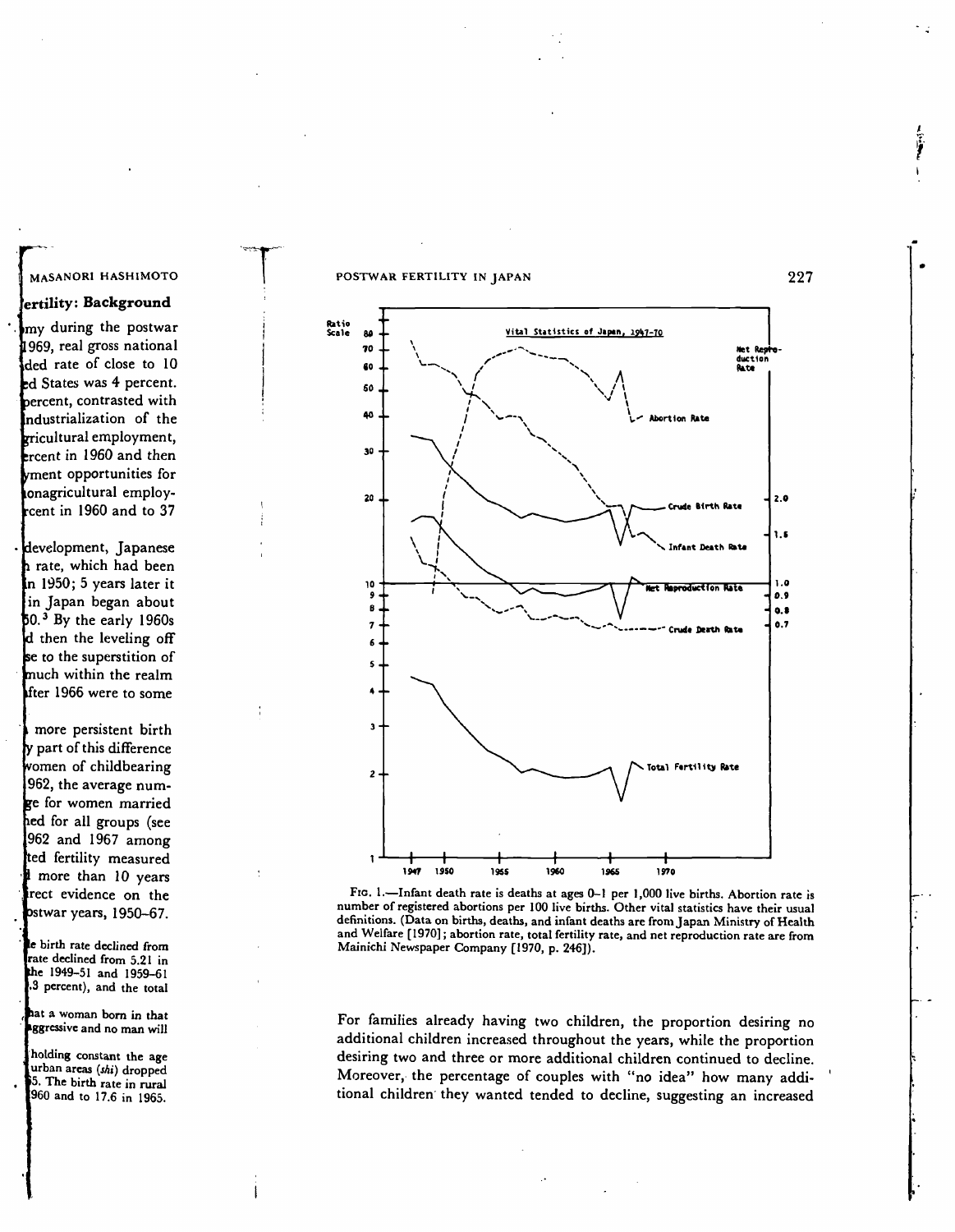FIG. 1.—Infant death rate is deaths at ages 0–1 per 1,000 live births. Abortion rate is number of registered abortions per 100 live births. Other vital statistics have their usual definitions. (Data on births, deaths, and infant deaths are from Japan Ministry of Health and Welfare [1970]; abortion rate, total fertility rate, and net reproduction rate are from Mainichi Newspaper Company [1970, p. 246]).

For families already having two children, the proportion desiring no additional children increased throughout the years, while the proportion desiring two and three or more additional children continued to decline. Moreover, the percentage of couples with "no idea" how many additional children they wanted tended to decline, suggesting an increased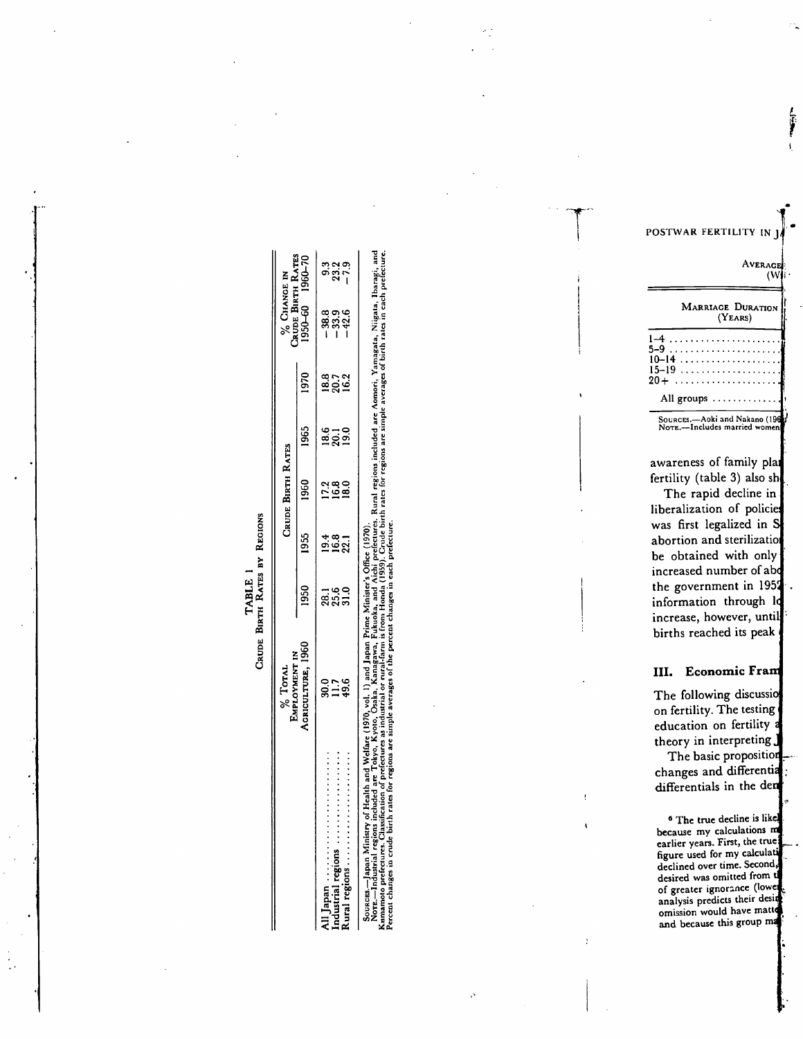TABLE 1

CRUDE BIRTH RATES BY REGIONS

| | % Total Employment in Agriculture, 1960 | Crude Birth Rates | | | | | % Change in Crude Birth Rates | |
|---|---|---|---|---|---|---|---|---|
| | | 1950 | 1955 | 1960 | 1965 | 1970 | 1950–60 | 1960–70 |
| All Japan | 30.0 | 28.1 | 19.4 | 17.2 | 18.6 | 18.8 | −38.8 | 9.3 |
| Industrial regions | 11.7 | 25.6 | 16.8 | 16.8 | 20.1 | 20.7 | −33.9 | 23.2 |
| Rural regions | 49.6 | 31.0 | 22.1 | 18.0 | 19.0 | 16.2 | −42.6 | −7.9 |

SOURCES.—Japan Ministry of Health and Welfare (1970, vol. 1) and Japan Prime Minister's Office (1970).

NOTE.—Industrial regions included are Tokyo, Kyoto, Osaka, Kanagawa, Fukuoka, and Aichi prefectures. Rural regions included are Aomori, Yamagata, Niigata, Ibaragi, and Kumamoto prefectures. Classification of prefectures as industrial or rural-farm is from Honda (1959). Crude birth rates for regions are simple averages of birth rates in each prefecture. Percent changes in crude birth rates for regions are simple averages of the percent changes in each prefecture.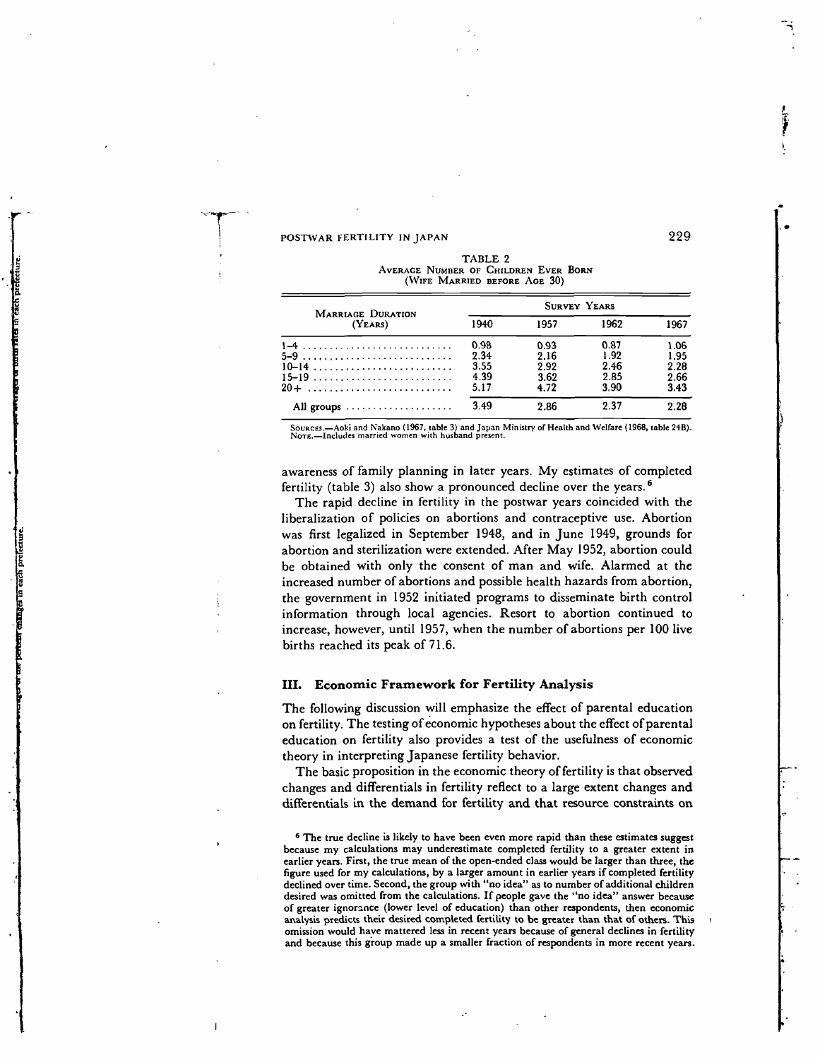TABLE 2
AVERAGE NUMBER OF CHILDREN EVER BORN
(WIFE MARRIED BEFORE AGE 30)

| MARRIAGE DURATION (YEARS) | SURVEY YEARS | | | |
|---|---|---|---|---|
| | 1940 | 1957 | 1962 | 1967 |
| 1–4 | 0.98 | 0.93 | 0.87 | 1.06 |
| 5–9 | 2.34 | 2.16 | 1.92 | 1.95 |
| 10–14 | 3.55 | 2.92 | 2.46 | 2.28 |
| 15–19 | 4.39 | 3.62 | 2.85 | 2.66 |
| 20+ | 5.17 | 4.72 | 3.90 | 3.43 |
| All groups | 3.49 | 2.86 | 2.37 | 2.28 |

SOURCES.—Aoki and Nakano (1967, table 3) and Japan Ministry of Health and Welfare (1968, table 24B).
NOTE.—Includes married women with husband present.

awareness of family planning in later years. My estimates of completed fertility (table 3) also show a pronounced decline over the years.[6]

The rapid decline in fertility in the postwar years coincided with the liberalization of policies on abortions and contraceptive use. Abortion was first legalized in September 1948, and in June 1949, grounds for abortion and sterilization were extended. After May 1952, abortion could be obtained with only the consent of man and wife. Alarmed at the increased number of abortions and possible health hazards from abortion, the government in 1952 initiated programs to disseminate birth control information through local agencies. Resort to abortion continued to increase, however, until 1957, when the number of abortions per 100 live births reached its peak of 71.6.

## III. Economic Framework for Fertility Analysis

The following discussion will emphasize the effect of parental education on fertility. The testing of economic hypotheses about the effect of parental education on fertility also provides a test of the usefulness of economic theory in interpreting Japanese fertility behavior.

The basic proposition in the economic theory of fertility is that observed changes and differentials in fertility reflect to a large extent changes and differentials in the demand for fertility and that resource constraints on

[6] The true decline is likely to have been even more rapid than these estimates suggest because my calculations may underestimate completed fertility to a greater extent in earlier years. First, the true mean of the open-ended class would be larger than three, the figure used for my calculations, by a larger amount in earlier years if completed fertility declined over time. Second, the group with "no idea" as to number of additional children desired was omitted from the calculations. If people gave the "no idea" answer because of greater ignorance (lower level of education) than other respondents, then economic analysis predicts their desired completed fertility to be greater than that of others. This omission would have mattered less in recent years because of general declines in fertility and because this group made up a smaller fraction of respondents in more recent years.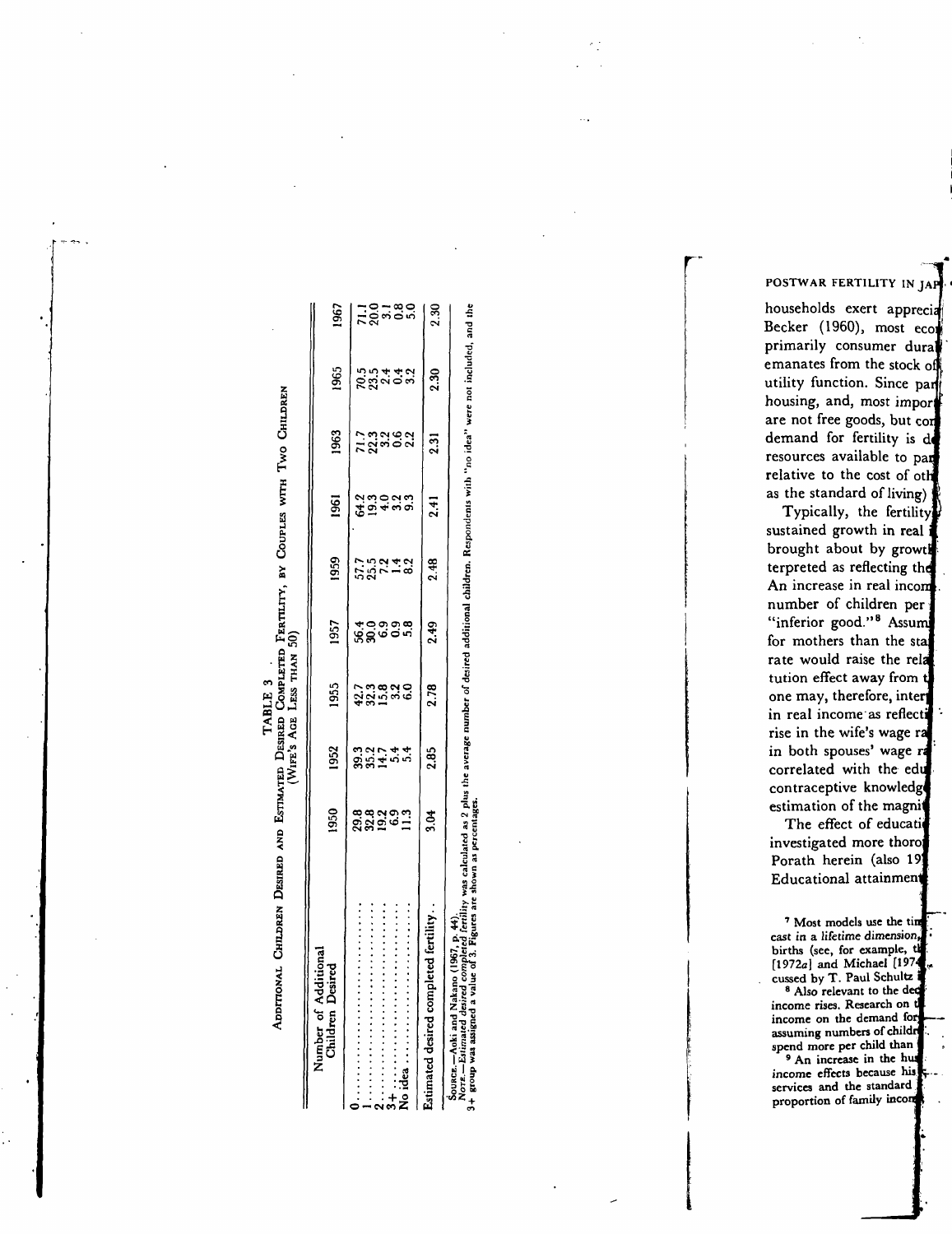TABLE 3

ADDITIONAL CHILDREN DESIRED AND ESTIMATED DESIRED COMPLETED FERTILITY, BY COUPLES WITH TWO CHILDREN (WIFE'S AGE LESS THAN 50)

| Number of Additional Children Desired | 1950 | 1952 | 1955 | 1957 | 1959 | 1961 | 1963 | 1965 | 1967 |
|---|---|---|---|---|---|---|---|---|---|
| 0 | 29.8 | 39.3 | 42.7 | 56.4 | 57.7 | 64.2 | 71.7 | 70.5 | 71.1 |
| 1 | 32.8 | 35.2 | 32.3 | 30.0 | 25.5 | 19.3 | 22.3 | 23.5 | 20.0 |
| 2 | 19.2 | 14.7 | 15.8 | 6.9 | 7.2 | 4.0 | 3.2 | 2.4 | 3.1 |
| 3+ | 6.9 | 5.4 | 3.2 | 0.9 | 1.4 | 3.2 | 0.6 | 0.4 | 0.8 |
| No idea | 11.3 | 5.4 | 6.0 | 5.8 | 8.2 | 9.3 | 2.2 | 3.2 | 5.0 |
| Estimated desired completed fertility | 3.04 | 2.85 | 2.78 | 2.49 | 2.48 | 2.41 | 2.31 | 2.30 | 2.30 |

SOURCE.—Aoki and Nakano (1967, p. 44).

NOTE.—*Estimated desired completed fertility* was calculated as 2 plus the average number of desired additional children. Respondents with "no idea" were not included, and the 3+ group was assigned a value of 3. Figures are shown as percentages.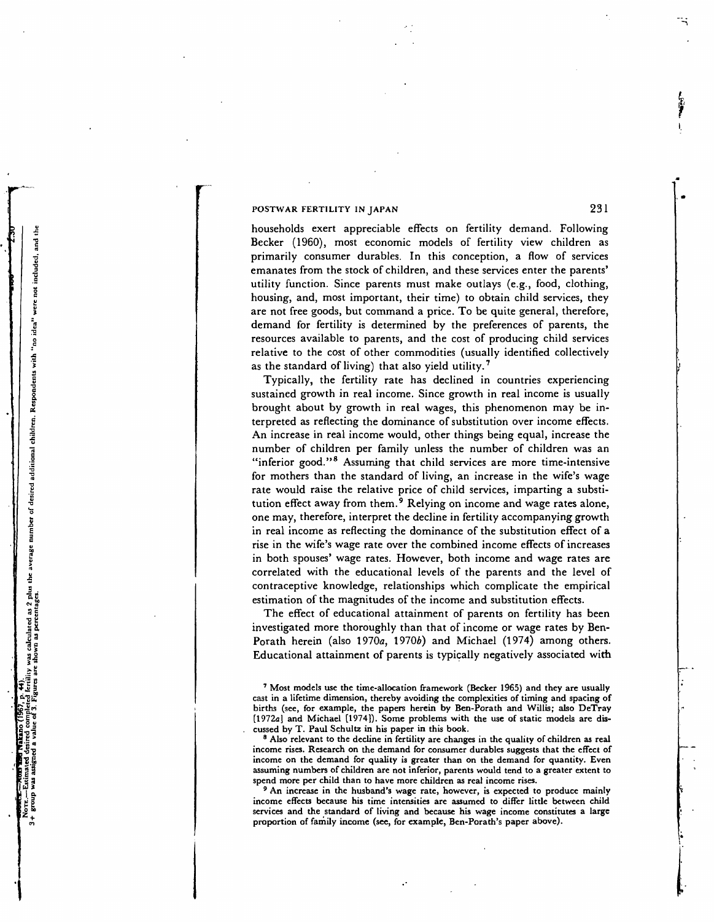households exert appreciable effects on fertility demand. Following Becker (1960), most economic models of fertility view children as primarily consumer durables. In this conception, a flow of services emanates from the stock of children, and these services enter the parents' utility function. Since parents must make outlays (e.g., food, clothing, housing, and, most important, their time) to obtain child services, they are not free goods, but command a price. To be quite general, therefore, demand for fertility is determined by the preferences of parents, the resources available to parents, and the cost of producing child services relative to the cost of other commodities (usually identified collectively as the standard of living) that also yield utility.[7]

Typically, the fertility rate has declined in countries experiencing sustained growth in real income. Since growth in real income is usually brought about by growth in real wages, this phenomenon may be interpreted as reflecting the dominance of substitution over income effects. An increase in real income would, other things being equal, increase the number of children per family unless the number of children was an "inferior good."[8] Assuming that child services are more time-intensive for mothers than the standard of living, an increase in the wife's wage rate would raise the relative price of child services, imparting a substitution effect away from them.[9] Relying on income and wage rates alone, one may, therefore, interpret the decline in fertility accompanying growth in real income as reflecting the dominance of the substitution effect of a rise in the wife's wage rate over the combined income effects of increases in both spouses' wage rates. However, both income and wage rates are correlated with the educational levels of the parents and the level of contraceptive knowledge, relationships which complicate the empirical estimation of the magnitudes of the income and substitution effects.

The effect of educational attainment of parents on fertility has been investigated more thoroughly than that of income or wage rates by Ben-Porath herein (also 1970*a*, 1970*b*) and Michael (1974) among others. Educational attainment of parents is typically negatively associated with

[7] Most models use the time-allocation framework (Becker 1965) and they are usually cast in a lifetime dimension, thereby avoiding the complexities of timing and spacing of births (see, for example, the papers herein by Ben-Porath and Willis; also DeTray [1972*a*] and Michael [1974]). Some problems with the use of static models are discussed by T. Paul Schultz in his paper in this book.

[8] Also relevant to the decline in fertility are changes in the quality of children as real income rises. Research on the demand for consumer durables suggests that the effect of income on the demand for quality is greater than on the demand for quantity. Even assuming numbers of children are not inferior, parents would tend to a greater extent to spend more per child than to have more children as real income rises.

[9] An increase in the husband's wage rate, however, is expected to produce mainly income effects because his time intensities are assumed to differ little between child services and the standard of living and because his wage income constitutes a large proportion of family income (see, for example, Ben-Porath's paper above).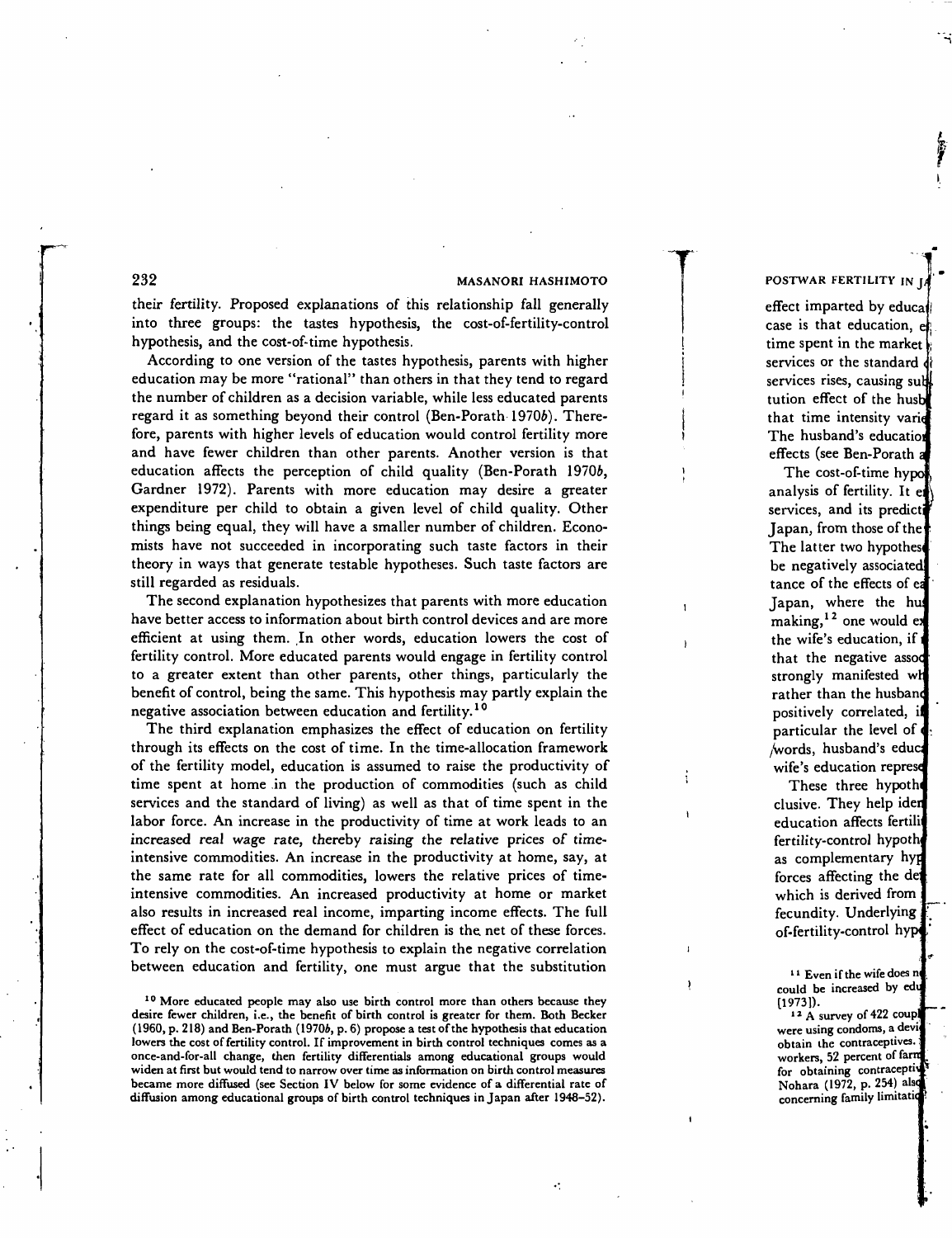their fertility. Proposed explanations of this relationship fall generally into three groups: the tastes hypothesis, the cost-of-fertility-control hypothesis, and the cost-of-time hypothesis.

According to one version of the tastes hypothesis, parents with higher education may be more "rational" than others in that they tend to regard the number of children as a decision variable, while less educated parents regard it as something beyond their control (Ben-Porath 1970*b*). Therefore, parents with higher levels of education would control fertility more and have fewer children than other parents. Another version is that education affects the perception of child quality (Ben-Porath 1970*b*, Gardner 1972). Parents with more education may desire a greater expenditure per child to obtain a given level of child quality. Other things being equal, they will have a smaller number of children. Economists have not succeeded in incorporating such taste factors in their theory in ways that generate testable hypotheses. Such taste factors are still regarded as residuals.

The second explanation hypothesizes that parents with more education have better access to information about birth control devices and are more efficient at using them. In other words, education lowers the cost of fertility control. More educated parents would engage in fertility control to a greater extent than other parents, other things, particularly the benefit of control, being the same. This hypothesis may partly explain the negative association between education and fertility.[10]

The third explanation emphasizes the effect of education on fertility through its effects on the cost of time. In the time-allocation framework of the fertility model, education is assumed to raise the productivity of time spent at home in the production of commodities (such as child services and the standard of living) as well as that of time spent in the labor force. An increase in the productivity of time at work leads to an *increased real wage rate*, thereby *raising* the *relative* prices of *time-intensive* commodities. An increase in the productivity at home, say, at the same rate for all commodities, lowers the relative prices of time-intensive commodities. An increased productivity at home or market also results in increased real income, imparting income effects. The full effect of education on the demand for children is the net of these forces. To rely on the cost-of-time hypothesis to explain the negative correlation between education and fertility, one must argue that the substitution

[10] More educated people may also use birth control more than others because they desire fewer children, i.e., the benefit of birth control is greater for them. Both Becker (1960, p. 218) and Ben-Porath (1970*b*, p. 6) propose a test of the hypothesis that education lowers the cost of fertility control. If improvement in birth control techniques comes as a once-and-for-all change, then fertility differentials among educational groups would widen at first but would tend to narrow over time as information on birth control measures became more diffused (see Section IV below for some evidence of a differential rate of diffusion among educational groups of birth control techniques in Japan after 1948–52).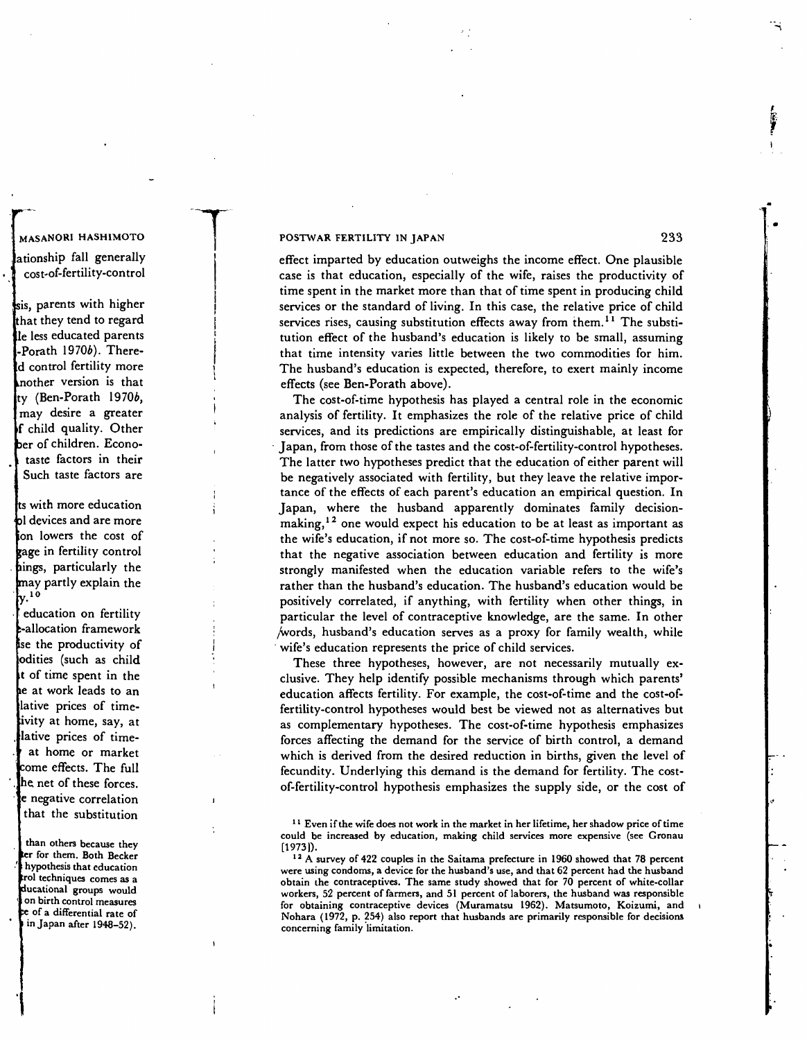effect imparted by education outweighs the income effect. One plausible case is that education, especially of the wife, raises the productivity of time spent in the market more than that of time spent in producing child services or the standard of living. In this case, the relative price of child services rises, causing substitution effects away from them.[11] The substitution effect of the husband's education is likely to be small, assuming that time intensity varies little between the two commodities for him. The husband's education is expected, therefore, to exert mainly income effects (see Ben-Porath above).

The cost-of-time hypothesis has played a central role in the economic analysis of fertility. It emphasizes the role of the relative price of child services, and its predictions are empirically distinguishable, at least for Japan, from those of the tastes and the cost-of-fertility-control hypotheses. The latter two hypotheses predict that the education of either parent will be negatively associated with fertility, but they leave the relative importance of the effects of each parent's education an empirical question. In Japan, where the husband apparently dominates family decision-making,[12] one would expect his education to be at least as important as the wife's education, if not more so. The cost-of-time hypothesis predicts that the negative association between education and fertility is more strongly manifested when the education variable refers to the wife's rather than the husband's education. The husband's education would be positively correlated, if anything, with fertility when other things, in particular the level of contraceptive knowledge, are the same. In other words, husband's education serves as a proxy for family wealth, while wife's education represents the price of child services.

These three hypotheses, however, are not necessarily mutually exclusive. They help identify possible mechanisms through which parents' education affects fertility. For example, the cost-of-time and the cost-of-fertility-control hypotheses would best be viewed not as alternatives but as complementary hypotheses. The cost-of-time hypothesis emphasizes forces affecting the demand for the service of birth control, a demand which is derived from the desired reduction in births, given the level of fecundity. Underlying this demand is the demand for fertility. The cost-of-fertility-control hypothesis emphasizes the supply side, or the cost of

[11] Even if the wife does not work in the market in her lifetime, her shadow price of time could be increased by education, making child services more expensive (see Gronau [1973]).

[12] A survey of 422 couples in the Saitama prefecture in 1960 showed that 78 percent were using condoms, a device for the husband's use, and that 62 percent had the husband obtain the contraceptives. The same study showed that for 70 percent of white-collar workers, 52 percent of farmers, and 51 percent of laborers, the husband was responsible for obtaining contraceptive devices (Muramatsu 1962). Matsumoto, Koizumi, and Nohara (1972, p. 254) also report that husbands are primarily responsible for decisions concerning family limitation.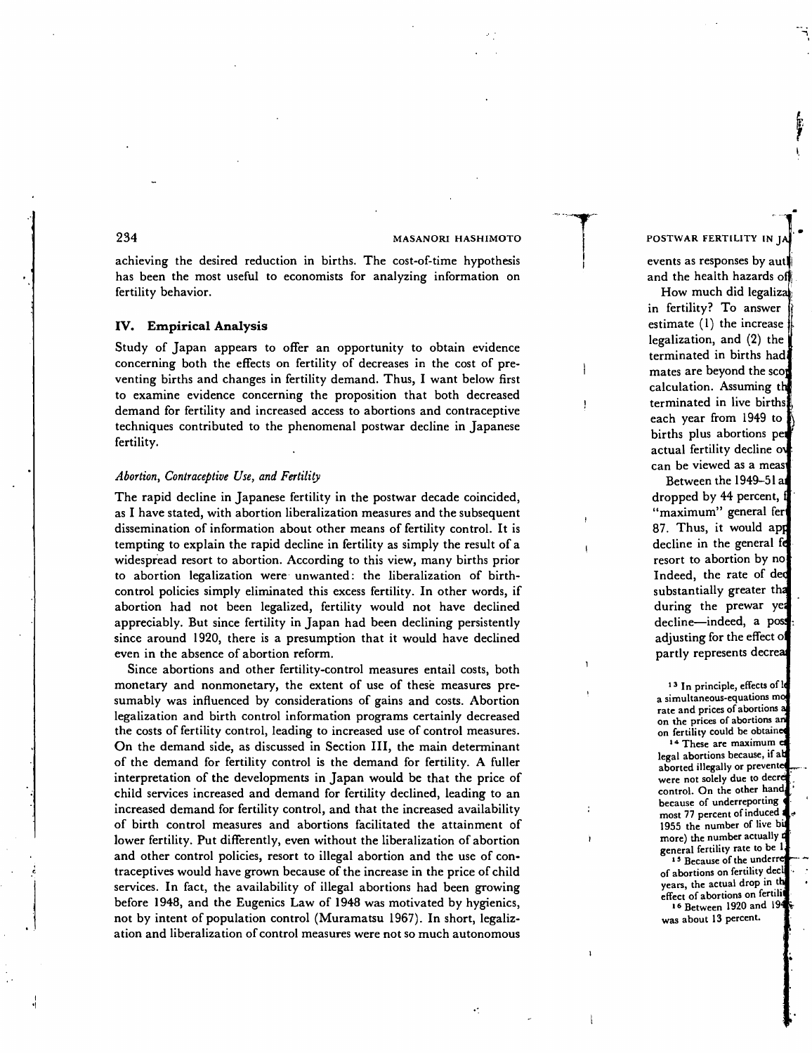achieving the desired reduction in births. The cost-of-time hypothesis has been the most useful to economists for analyzing information on fertility behavior.

## IV. Empirical Analysis

Study of Japan appears to offer an opportunity to obtain evidence concerning both the effects on fertility of decreases in the cost of preventing births and changes in fertility demand. Thus, I want below first to examine evidence concerning the proposition that both decreased demand for fertility and increased access to abortions and contraceptive techniques contributed to the phenomenal postwar decline in Japanese fertility.

### *Abortion, Contraceptive Use, and Fertility*

The rapid decline in Japanese fertility in the postwar decade coincided, as I have stated, with abortion liberalization measures and the subsequent dissemination of information about other means of fertility control. It is tempting to explain the rapid decline in fertility as simply the result of a widespread resort to abortion. According to this view, many births prior to abortion legalization were unwanted: the liberalization of birth-control policies simply eliminated this excess fertility. In other words, if abortion had not been legalized, fertility would not have declined appreciably. But since fertility in Japan had been declining persistently since around 1920, there is a presumption that it would have declined even in the absence of abortion reform.

Since abortions and other fertility-control measures entail costs, both monetary and nonmonetary, the extent of use of these measures presumably was influenced by considerations of gains and costs. Abortion legalization and birth control information programs certainly decreased the costs of fertility control, leading to increased use of control measures. On the demand side, as discussed in Section III, the main determinant of the demand for fertility control is the demand for fertility. A fuller interpretation of the developments in Japan would be that the price of child services increased and demand for fertility declined, leading to an increased demand for fertility control, and that the increased availability of birth control measures and abortions facilitated the attainment of lower fertility. Put differently, even without the liberalization of abortion and other control policies, resort to illegal abortion and the use of contraceptives would have grown because of the increase in the price of child services. In fact, the availability of illegal abortions had been growing before 1948, and the Eugenics Law of 1948 was motivated by hygienics, not by intent of population control (Muramatsu 1967). In short, legalization and liberalization of control measures were not so much autonomous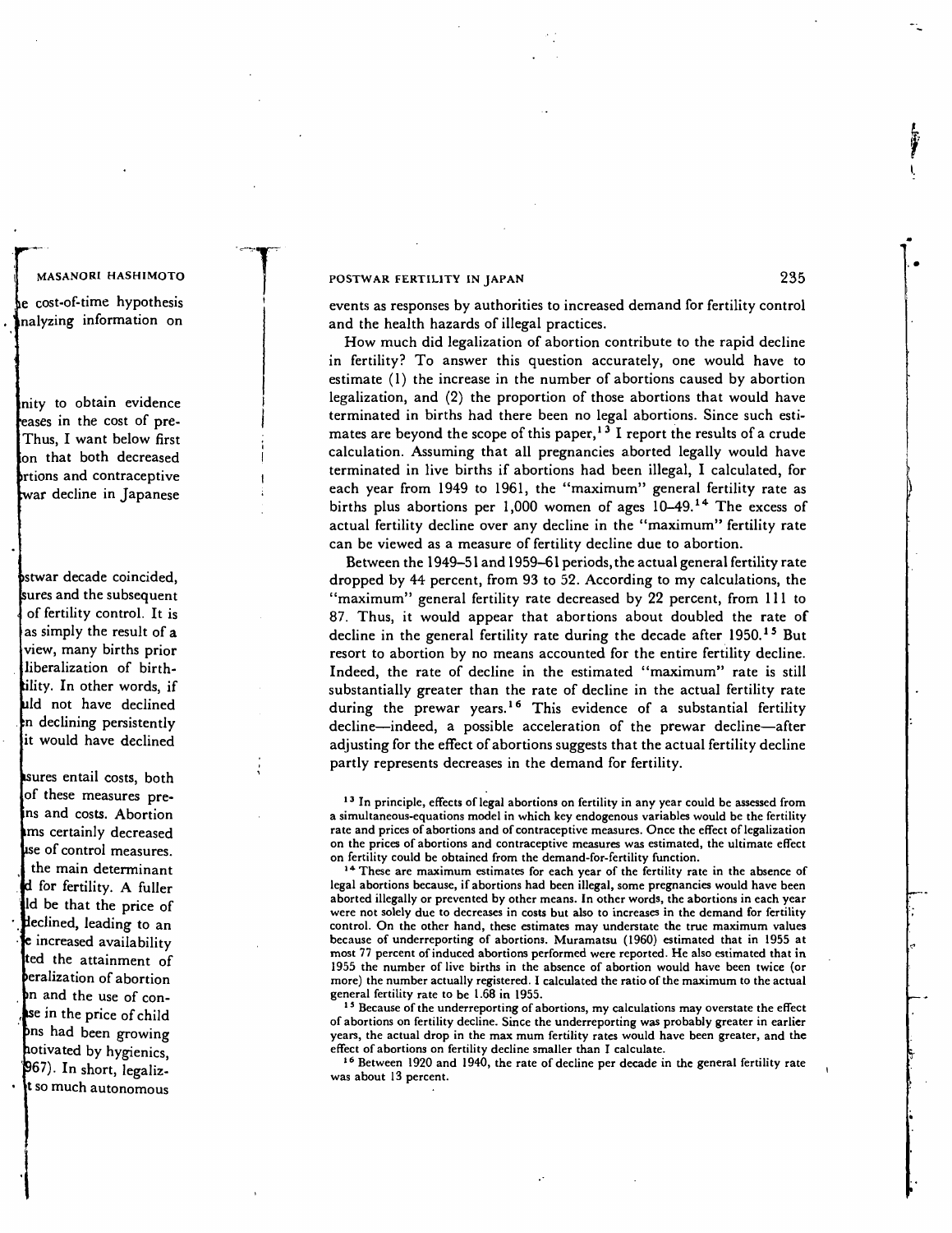events as responses by authorities to increased demand for fertility control and the health hazards of illegal practices.

How much did legalization of abortion contribute to the rapid decline in fertility? To answer this question accurately, one would have to estimate (1) the increase in the number of abortions caused by abortion legalization, and (2) the proportion of those abortions that would have terminated in births had there been no legal abortions. Since such estimates are beyond the scope of this paper,[13] I report the results of a crude calculation. Assuming that all pregnancies aborted legally would have terminated in live births if abortions had been illegal, I calculated, for each year from 1949 to 1961, the "maximum" general fertility rate as births plus abortions per 1,000 women of ages 10–49.[14] The excess of actual fertility decline over any decline in the "maximum" fertility rate can be viewed as a measure of fertility decline due to abortion.

Between the 1949–51 and 1959–61 periods, the actual general fertility rate dropped by 44 percent, from 93 to 52. According to my calculations, the "maximum" general fertility rate decreased by 22 percent, from 111 to 87. Thus, it would appear that abortions about doubled the rate of decline in the general fertility rate during the decade after 1950.[15] But resort to abortion by no means accounted for the entire fertility decline. Indeed, the rate of decline in the estimated "maximum" rate is still substantially greater than the rate of decline in the actual fertility rate during the prewar years.[16] This evidence of a substantial fertility decline—indeed, a possible acceleration of the prewar decline—after adjusting for the effect of abortions suggests that the actual fertility decline partly represents decreases in the demand for fertility.

[13] In principle, effects of legal abortions on fertility in any year could be assessed from a simultaneous-equations model in which key endogenous variables would be the fertility rate and prices of abortions and of contraceptive measures. Once the effect of legalization on the prices of abortions and contraceptive measures was estimated, the ultimate effect on fertility could be obtained from the demand-for-fertility function.

[14] These are maximum estimates for each year of the fertility rate in the absence of legal abortions because, if abortions had been illegal, some pregnancies would have been aborted illegally or prevented by other means. In other words, the abortions in each year were not solely due to decreases in costs but also to increases in the demand for fertility control. On the other hand, these estimates may understate the true maximum values because of underreporting of abortions. Muramatsu (1960) estimated that in 1955 at most 77 percent of induced abortions performed were reported. He also estimated that in 1955 the number of live births in the absence of abortion would have been twice (or more) the number actually registered. I calculated the ratio of the maximum to the actual general fertility rate to be 1.68 in 1955.

[15] Because of the underreporting of abortions, my calculations may overstate the effect of abortions on fertility decline. Since the underreporting was probably greater in earlier years, the actual drop in the max mum fertility rates would have been greater, and the effect of abortions on fertility decline smaller than I calculate.

[16] Between 1920 and 1940, the rate of decline per decade in the general fertility rate was about 13 percent.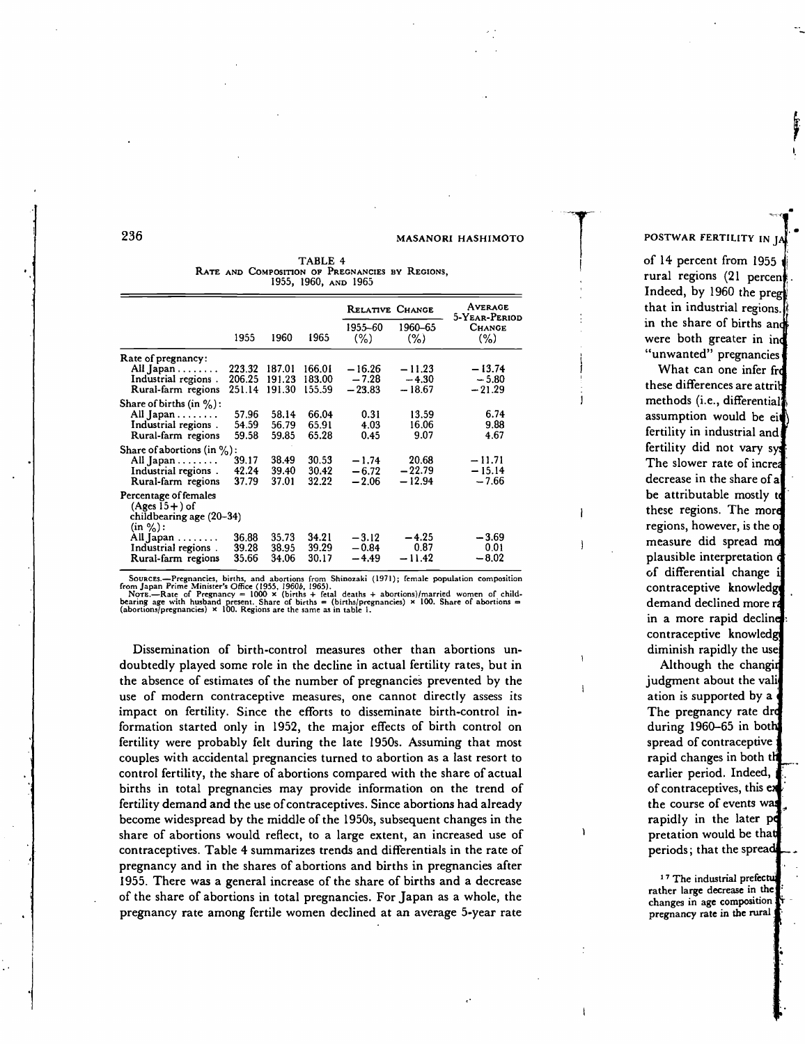TABLE 4
RATE AND COMPOSITION OF PREGNANCIES BY REGIONS, 1955, 1960, AND 1965

| | 1955 | 1960 | 1965 | Relative Change 1955–60 (%) | Relative Change 1960–65 (%) | Average 5-Year-Period Change (%) |
|---|---|---|---|---|---|---|
| Rate of pregnancy: | | | | | | |
| All Japan | 223.32 | 187.01 | 166.01 | −16.26 | −11.23 | −13.74 |
| Industrial regions | 206.25 | 191.23 | 183.00 | −7.28 | −4.30 | −5.80 |
| Rural-farm regions | 251.14 | 191.30 | 155.59 | −23.83 | −18.67 | −21.29 |
| Share of births (in %): | | | | | | |
| All Japan | 57.96 | 58.14 | 66.04 | 0.31 | 13.59 | 6.74 |
| Industrial regions | 54.59 | 56.79 | 65.91 | 4.03 | 16.06 | 9.88 |
| Rural-farm regions | 59.58 | 59.85 | 65.28 | 0.45 | 9.07 | 4.67 |
| Share of abortions (in %): | | | | | | |
| All Japan | 39.17 | 38.49 | 30.53 | −1.74 | 20.68 | −11.71 |
| Industrial regions | 42.24 | 39.40 | 30.42 | −6.72 | −22.79 | −15.14 |
| Rural-farm regions | 37.79 | 37.01 | 32.22 | −2.06 | −12.94 | −7.66 |
| Percentage of females (Ages 15+) of childbearing age (20–34) (in %): | | | | | | |
| All Japan | 36.88 | 35.73 | 34.21 | −3.12 | −4.25 | −3.69 |
| Industrial regions | 39.28 | 38.95 | 39.29 | −0.84 | 0.87 | 0.01 |
| Rural-farm regions | 35.66 | 34.06 | 30.17 | −4.49 | −11.42 | −8.02 |

SOURCES.—Pregnancies, births, and abortions from Shinozaki (1971); female population composition from Japan Prime Minister's Office (1955, 1960*b*, 1965).
NOTE.—Rate of Pregnancy = 1000 × (births + fetal deaths + abortions)/married women of childbearing age with husband present. Share of births = (births/pregnancies) × 100. Share of abortions = (abortions/pregnancies) × 100. Regions are the same as in table 1.

Dissemination of birth-control measures other than abortions undoubtedly played some role in the decline in actual fertility rates, but in the absence of estimates of the number of pregnancies prevented by the use of modern contraceptive measures, one cannot directly assess its impact on fertility. Since the efforts to disseminate birth-control information started only in 1952, the major effects of birth control on fertility were probably felt during the late 1950s. Assuming that most couples with accidental pregnancies turned to abortion as a last resort to control fertility, the share of abortions compared with the share of actual births in total pregnancies may provide information on the trend of fertility demand and the use of contraceptives. Since abortions had already become widespread by the middle of the 1950s, subsequent changes in the share of abortions would reflect, to a large extent, an increased use of contraceptives. Table 4 summarizes trends and differentials in the rate of pregnancy and in the shares of abortions and births in pregnancies after 1955. There was a general increase of the share of births and a decrease of the share of abortions in total pregnancies. For Japan as a whole, the pregnancy rate among fertile women declined at an average 5-year rate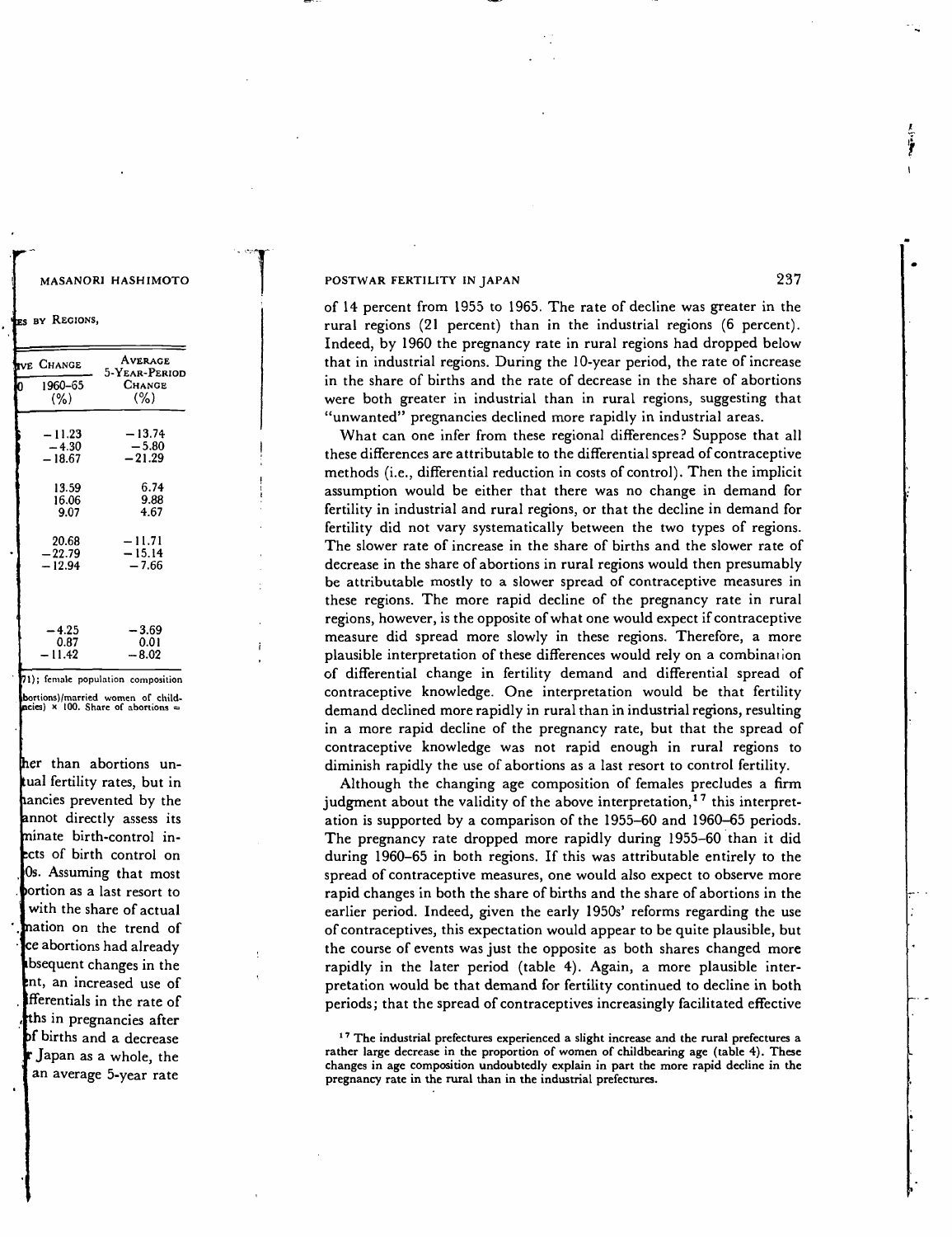of 14 percent from 1955 to 1965. The rate of decline was greater in the rural regions (21 percent) than in the industrial regions (6 percent). Indeed, by 1960 the pregnancy rate in rural regions had dropped below that in industrial regions. During the 10-year period, the rate of increase in the share of births and the rate of decrease in the share of abortions were both greater in industrial than in rural regions, suggesting that "unwanted" pregnancies declined more rapidly in industrial areas.

What can one infer from these regional differences? Suppose that all these differences are attributable to the differential spread of contraceptive methods (i.e., differential reduction in costs of control). Then the implicit assumption would be either that there was no change in demand for fertility in industrial and rural regions, or that the decline in demand for fertility did not vary systematically between the two types of regions. The slower rate of increase in the share of births and the slower rate of decrease in the share of abortions in rural regions would then presumably be attributable mostly to a slower spread of contraceptive measures in these regions. The more rapid decline of the pregnancy rate in rural regions, however, is the opposite of what one would expect if contraceptive measure did spread more slowly in these regions. Therefore, a more plausible interpretation of these differences would rely on a combination of differential change in fertility demand and differential spread of contraceptive knowledge. One interpretation would be that fertility demand declined more rapidly in rural than in industrial regions, resulting in a more rapid decline of the pregnancy rate, but that the spread of contraceptive knowledge was not rapid enough in rural regions to diminish rapidly the use of abortions as a last resort to control fertility.

Although the changing age composition of females precludes a firm judgment about the validity of the above interpretation,[17] this interpretation is supported by a comparison of the 1955–60 and 1960–65 periods. The pregnancy rate dropped more rapidly during 1955–60 than it did during 1960–65 in both regions. If this was attributable entirely to the spread of contraceptive measures, one would also expect to observe more rapid changes in both the share of births and the share of abortions in the earlier period. Indeed, given the early 1950s' reforms regarding the use of contraceptives, this expectation would appear to be quite plausible, but the course of events was just the opposite as both shares changed more rapidly in the later period (table 4). Again, a more plausible interpretation would be that demand for fertility continued to decline in both periods; that the spread of contraceptives increasingly facilitated effective

[17] The industrial prefectures experienced a slight increase and the rural prefectures a rather large decrease in the proportion of women of childbearing age (table 4). These changes in age composition undoubtedly explain in part the more rapid decline in the pregnancy rate in the rural than in the industrial prefectures.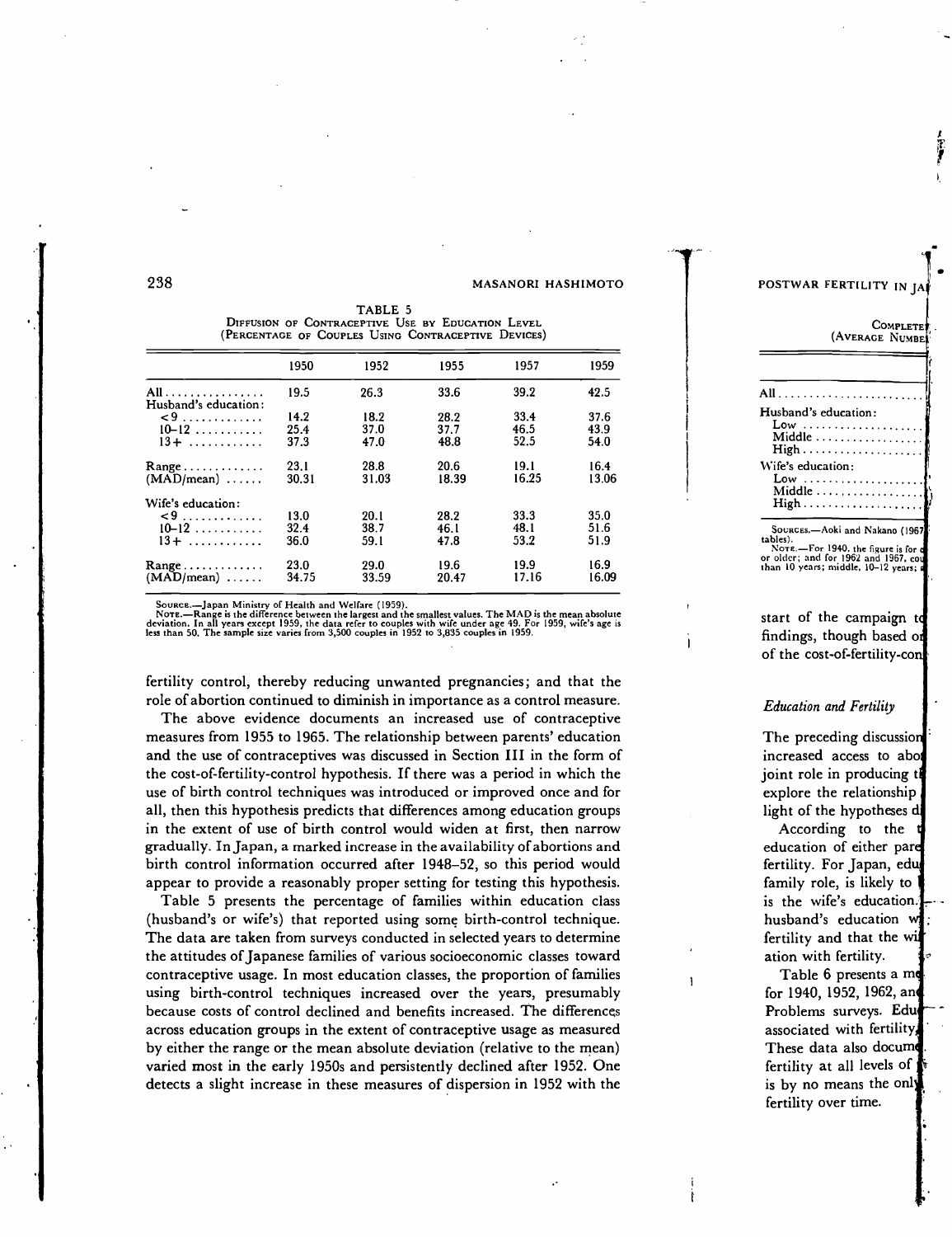TABLE 5
DIFFUSION OF CONTRACEPTIVE USE BY EDUCATION LEVEL
(PERCENTAGE OF COUPLES USING CONTRACEPTIVE DEVICES)

| | 1950 | 1952 | 1955 | 1957 | 1959 |
|---|---|---|---|---|---|
| All | 19.5 | 26.3 | 33.6 | 39.2 | 42.5 |
| Husband's education: | | | | | |
| <9 | 14.2 | 18.2 | 28.2 | 33.4 | 37.6 |
| 10–12 | 25.4 | 37.0 | 37.7 | 46.5 | 43.9 |
| 13+ | 37.3 | 47.0 | 48.8 | 52.5 | 54.0 |
| Range | 23.1 | 28.8 | 20.6 | 19.1 | 16.4 |
| (MAD/mean) | 30.31 | 31.03 | 18.39 | 16.25 | 13.06 |
| Wife's education: | | | | | |
| <9 | 13.0 | 20.1 | 28.2 | 33.3 | 35.0 |
| 10–12 | 32.4 | 38.7 | 46.1 | 48.1 | 51.6 |
| 13+ | 36.0 | 59.1 | 47.8 | 53.2 | 51.9 |
| Range | 23.0 | 29.0 | 19.6 | 19.9 | 16.9 |
| (MAD/mean) | 34.75 | 33.59 | 20.47 | 17.16 | 16.09 |

SOURCE.—Japan Ministry of Health and Welfare (1959).
NOTE.—Range is the difference between the largest and the smallest values. The MAD is the mean absolute deviation. In all years except 1959, the data refer to couples with wife under age 49. For 1959, wife's age is less than 50. The sample size varies from 3,500 couples in 1952 to 3,835 couples in 1959.

fertility control, thereby reducing unwanted pregnancies; and that the role of abortion continued to diminish in importance as a control measure.

The above evidence documents an increased use of contraceptive measures from 1955 to 1965. The relationship between parents' education and the use of contraceptives was discussed in Section III in the form of the cost-of-fertility-control hypothesis. If there was a period in which the use of birth control techniques was introduced or improved once and for all, then this hypothesis predicts that differences among education groups in the extent of use of birth control would widen at first, then narrow gradually. In Japan, a marked increase in the availability of abortions and birth control information occurred after 1948–52, so this period would appear to provide a reasonably proper setting for testing this hypothesis.

Table 5 presents the percentage of families within education class (husband's or wife's) that reported using some birth-control technique. The data are taken from surveys conducted in selected years to determine the attitudes of Japanese families of various socioeconomic classes toward contraceptive usage. In most education classes, the proportion of families using birth-control techniques increased over the years, presumably because costs of control declined and benefits increased. The differences across education groups in the extent of contraceptive usage as measured by either the range or the mean absolute deviation (relative to the mean) varied most in the early 1950s and persistently declined after 1952. One detects a slight increase in these measures of dispersion in 1952 with the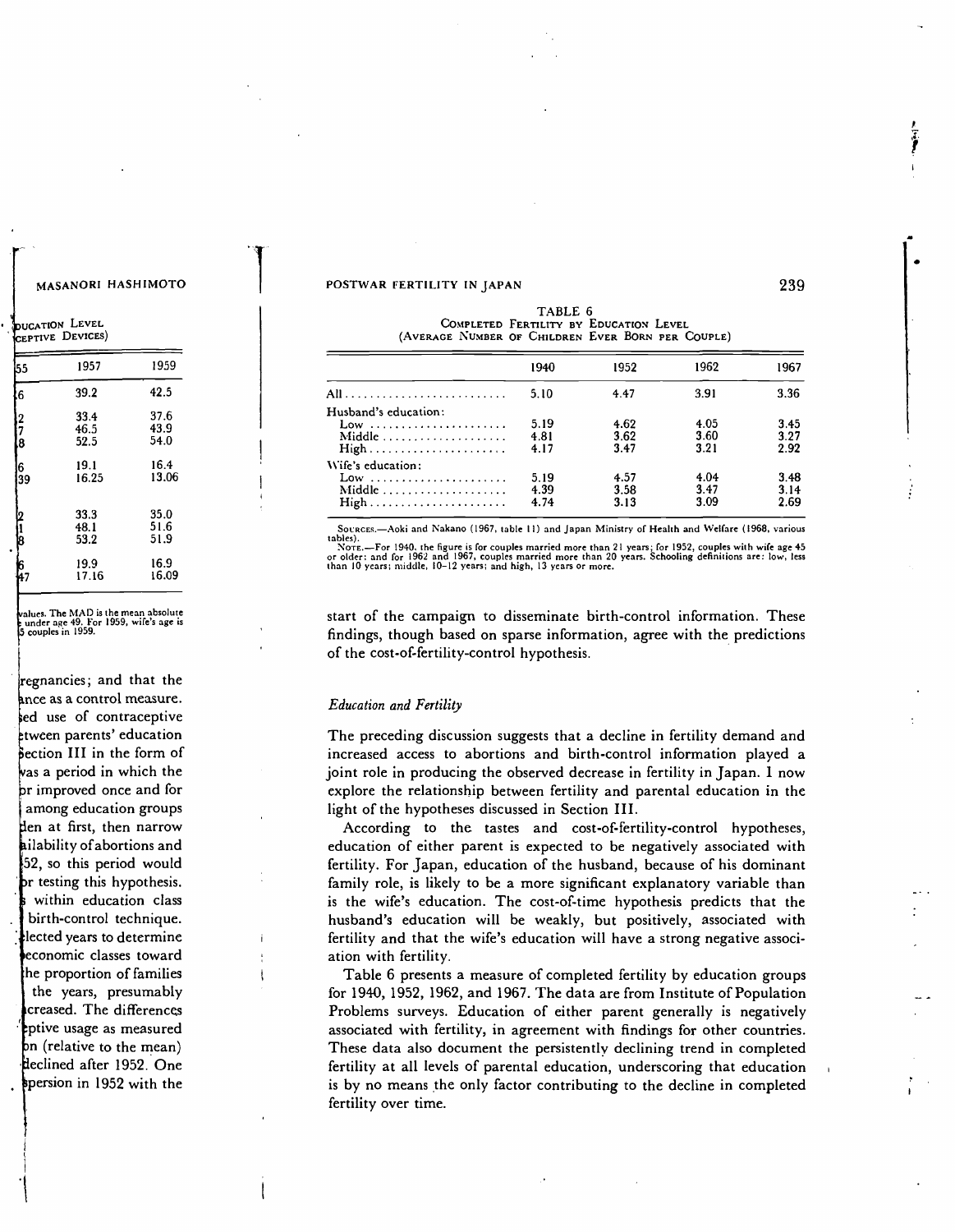TABLE 6
COMPLETED FERTILITY BY EDUCATION LEVEL
(AVERAGE NUMBER OF CHILDREN EVER BORN PER COUPLE)

| | 1940 | 1952 | 1962 | 1967 |
|---|---|---|---|---|
| All | 5.10 | 4.47 | 3.91 | 3.36 |
| Husband's education: | | | | |
| Low | 5.19 | 4.62 | 4.05 | 3.45 |
| Middle | 4.81 | 3.62 | 3.60 | 3.27 |
| High | 4.17 | 3.47 | 3.21 | 2.92 |
| Wife's education: | | | | |
| Low | 5.19 | 4.57 | 4.04 | 3.48 |
| Middle | 4.39 | 3.58 | 3.47 | 3.14 |
| High | 4.74 | 3.13 | 3.09 | 2.69 |

SOURCES.—Aoki and Nakano (1967, table 11) and Japan Ministry of Health and Welfare (1968, various tables).
NOTE.—For 1940, the figure is for couples married more than 21 years; for 1952, couples with wife age 45 or older; and for 1962 and 1967, couples married more than 20 years. Schooling definitions are: low, less than 10 years; middle, 10–12 years; and high, 13 years or more.

start of the campaign to disseminate birth-control information. These findings, though based on sparse information, agree with the predictions of the cost-of-fertility-control hypothesis.

### *Education and Fertility*

The preceding discussion suggests that a decline in fertility demand and increased access to abortions and birth-control information played a joint role in producing the observed decrease in fertility in Japan. I now explore the relationship between fertility and parental education in the light of the hypotheses discussed in Section III.

According to the tastes and cost-of-fertility-control hypotheses, education of either parent is expected to be negatively associated with fertility. For Japan, education of the husband, because of his dominant family role, is likely to be a more significant explanatory variable than is the wife's education. The cost-of-time hypothesis predicts that the husband's education will be weakly, but positively, associated with fertility and that the wife's education will have a strong negative association with fertility.

Table 6 presents a measure of completed fertility by education groups for 1940, 1952, 1962, and 1967. The data are from Institute of Population Problems surveys. Education of either parent generally is negatively associated with fertility, in agreement with findings for other countries. These data also document the persistently declining trend in completed fertility at all levels of parental education, underscoring that education is by no means the only factor contributing to the decline in completed fertility over time.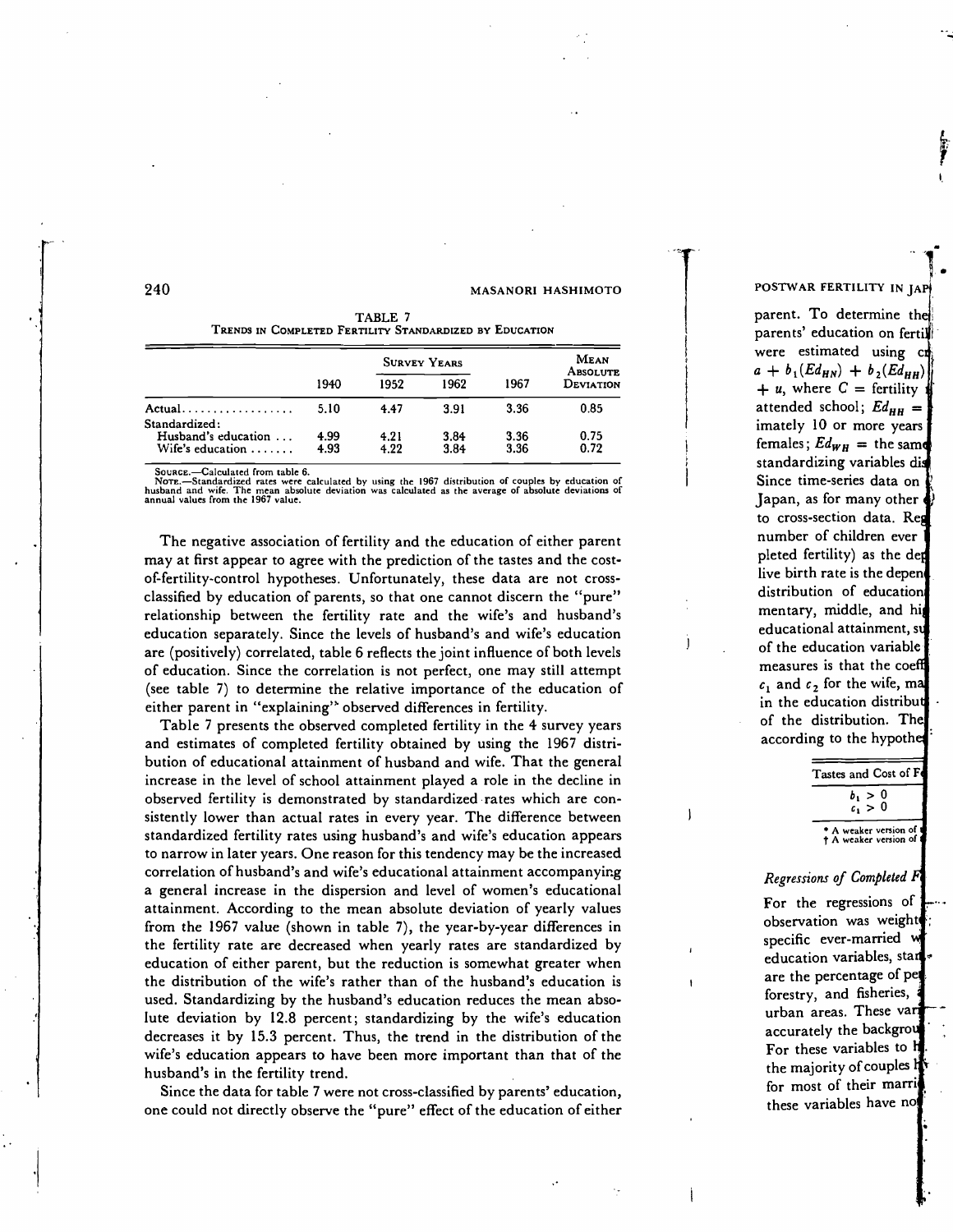TABLE 7
TRENDS IN COMPLETED FERTILITY STANDARDIZED BY EDUCATION

| | Survey Years | | | | Mean Absolute Deviation |
|---|---|---|---|---|---|
| | 1940 | 1952 | 1962 | 1967 | |
| Actual.................. | 5.10 | 4.47 | 3.91 | 3.36 | 0.85 |
| Standardized: | | | | | |
| Husband's education ... | 4.99 | 4.21 | 3.84 | 3.36 | 0.75 |
| Wife's education ....... | 4.93 | 4.22 | 3.84 | 3.36 | 0.72 |

SOURCE.—Calculated from table 6.
NOTE.—Standardized rates were calculated by using the 1967 distribution of couples by education of husband and wife. The mean absolute deviation was calculated as the average of absolute deviations of annual values from the 1967 value.

The negative association of fertility and the education of either parent may at first appear to agree with the prediction of the tastes and the cost-of-fertility-control hypotheses. Unfortunately, these data are not cross-classified by education of parents, so that one cannot discern the "pure" relationship between the fertility rate and the wife's and husband's education separately. Since the levels of husband's and wife's education are (positively) correlated, table 6 reflects the joint influence of both levels of education. Since the correlation is not perfect, one may still attempt (see table 7) to determine the relative importance of the education of either parent in "explaining" observed differences in fertility.

Table 7 presents the observed completed fertility in the 4 survey years and estimates of completed fertility obtained by using the 1967 distribution of educational attainment of husband and wife. That the general increase in the level of school attainment played a role in the decline in observed fertility is demonstrated by standardized rates which are consistently lower than actual rates in every year. The difference between standardized fertility rates using husband's and wife's education appears to narrow in later years. One reason for this tendency may be the increased correlation of husband's and wife's educational attainment accompanying a general increase in the dispersion and level of women's educational attainment. According to the mean absolute deviation of yearly values from the 1967 value (shown in table 7), the year-by-year differences in the fertility rate are decreased when yearly rates are standardized by education of either parent, but the reduction is somewhat greater when the distribution of the wife's rather than of the husband's education is used. Standardizing by the husband's education reduces the mean absolute deviation by 12.8 percent; standardizing by the wife's education decreases it by 15.3 percent. Thus, the trend in the distribution of the wife's education appears to have been more important than that of the husband's in the fertility trend.

Since the data for table 7 were not cross-classified by parents' education, one could not directly observe the "pure" effect of the education of either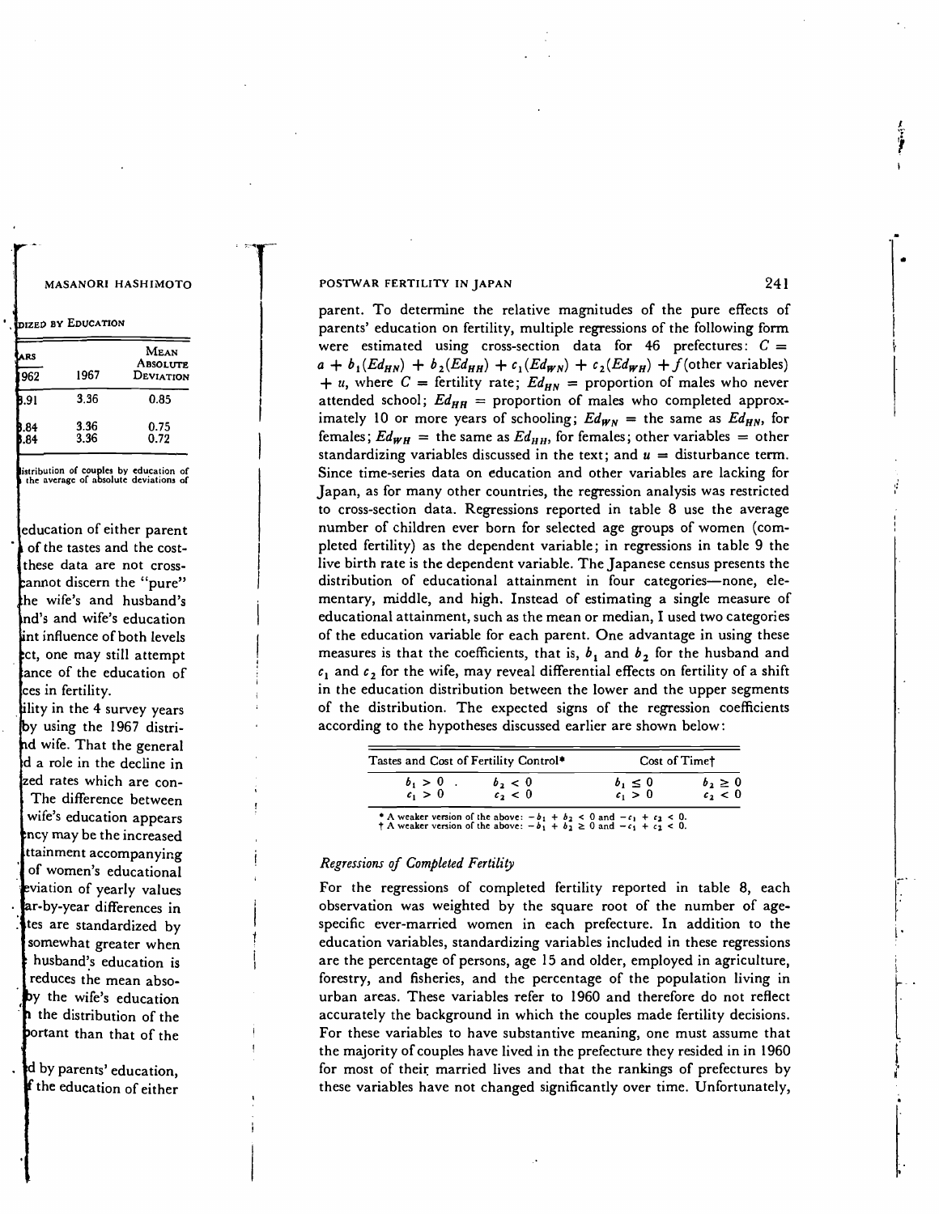parent. To determine the relative magnitudes of the pure effects of parents' education on fertility, multiple regressions of the following form were estimated using cross-section data for 46 prefectures: $C = a + b_1(Ed_{HN}) + b_2(Ed_{HH}) + c_1(Ed_{WN}) + c_2(Ed_{WH}) + f(\text{other variables}) + u$, where $C$ = fertility rate; $Ed_{HN}$ = proportion of males who never attended school; $Ed_{HH}$ = proportion of males who completed approximately 10 or more years of schooling; $Ed_{WN}$ = the same as $Ed_{HN}$, for females; $Ed_{WH}$ = the same as $Ed_{HH}$, for females; other variables = other standardizing variables discussed in the text; and $u$ = disturbance term. Since time-series data on education and other variables are lacking for Japan, as for many other countries, the regression analysis was restricted to cross-section data. Regressions reported in table 8 use the average number of children ever born for selected age groups of women (completed fertility) as the dependent variable; in regressions in table 9 the live birth rate is the dependent variable. The Japanese census presents the distribution of educational attainment in four categories—none, elementary, middle, and high. Instead of estimating a single measure of educational attainment, such as the mean or median, I used two categories of the education variable for each parent. One advantage in using these measures is that the coefficients, that is, $b_1$ and $b_2$ for the husband and $c_1$ and $c_2$ for the wife, may reveal differential effects on fertility of a shift in the education distribution between the lower and the upper segments of the distribution. The expected signs of the regression coefficients according to the hypotheses discussed earlier are shown below:

| Tastes and Cost of Fertility Control* | | Cost of Time† | |
|---|---|---|---|
| $b_1 > 0$ | $b_2 < 0$ | $b_1 \leq 0$ | $b_2 \geq 0$ |
| $c_1 > 0$ | $c_2 < 0$ | $c_1 > 0$ | $c_2 < 0$ |

\* A weaker version of the above: $-b_1 + b_2 < 0$ and $-c_1 + c_2 < 0$.
† A weaker version of the above: $-b_1 + b_2 \geq 0$ and $-c_1 + c_2 < 0$.

### *Regressions of Completed Fertility*

For the regressions of completed fertility reported in table 8, each observation was weighted by the square root of the number of age-specific ever-married women in each prefecture. In addition to the education variables, standardizing variables included in these regressions are the percentage of persons, age 15 and older, employed in agriculture, forestry, and fisheries, and the percentage of the population living in urban areas. These variables refer to 1960 and therefore do not reflect accurately the background in which the couples made fertility decisions. For these variables to have substantive meaning, one must assume that the majority of couples have lived in the prefecture they resided in in 1960 for most of their married lives and that the rankings of prefectures by these variables have not changed significantly over time. Unfortunately,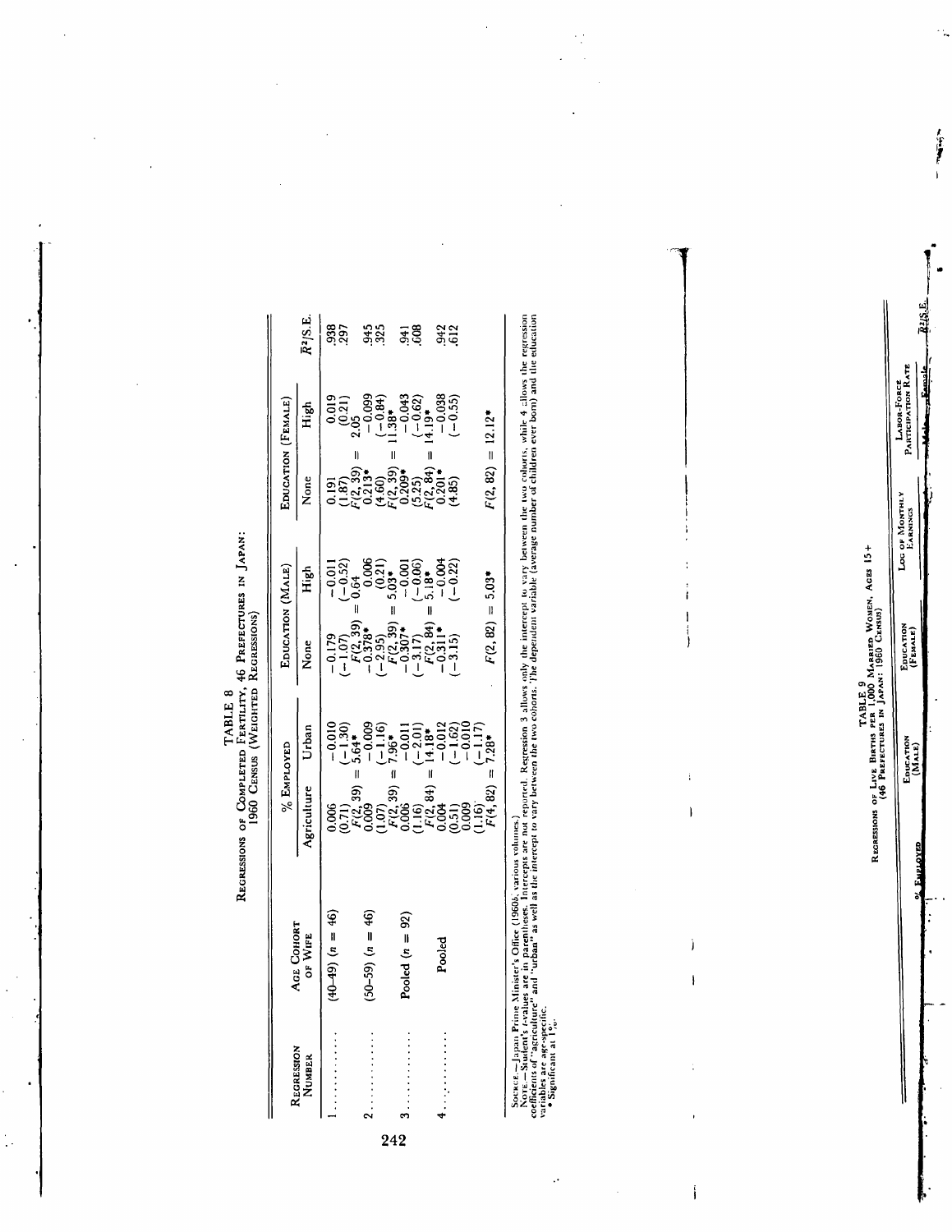TABLE 8

REGRESSIONS OF COMPLETED FERTILITY, 46 PREFECTURES IN JAPAN: 1960 CENSUS (WEIGHTED REGRESSIONS)

| Regression Number | Age Cohort of Wife | % Employed | | Education (Male) | | Education (Female) | | $\bar{R}^2$/S.E. |
|---|---|---|---|---|---|---|---|---|
| | | Agriculture | Urban | None | High | None | High | |
| 1 | (40–49) ($n$ = 46) | 0.006 | −0.010 | −0.179 | −0.011 | 0.191 | 0.019 | .938 |
| | | (0.71) | (−1.30) | (−1.07) | (−0.52) | (1.87) | (0.21) | .297 |
| | | $F$(2, 39) = 5.64* | | $F$(2, 39) = 0.64 | | $F$(2, 39) = 2.05 | | |
| 2 | (50–59) ($n$ = 46) | 0.009 | −0.009 | −0.378* | 0.006 | 0.213* | −0.099 | .945 |
| | | (1.07) | (−1.16) | (−2.95) | (0.21) | (4.60) | (−0.84) | .325 |
| | | $F$(2, 39) = 7.96* | | $F$(2, 39) = 5.03* | | $F$(2, 39) = 11.38* | | |
| 3 | Pooled ($n$ = 92) | 0.006 | −0.011 | −0.307* | −0.001 | 0.209* | −0.043 | .941 |
| | | (1.16) | (−2.01) | (−3.17) | (−0.06) | (5.25) | (−0.62) | .608 |
| | | $F$(2, 84) = 14.18* | | $F$(2, 84) = 5.18* | | $F$(2, 84) = 14.19* | | |
| 4 | Pooled | 0.004 | −0.012 | −0.311* | −0.004 | 0.201* | −0.038 | .942 |
| | | (0.51) | (−1.62) | (−3.15) | (−0.22) | (4.85) | (−0.55) | .612 |
| | | 0.009 | −0.010 | | | | | |
| | | (1.16) | (−1.17) | | | | | |
| | | $F$(4, 82) = 7.28* | | $F$(2, 82) = 5.03* | | $F$(2, 82) = 12.12* | | |

SOURCE.—Japan Prime Minister's Office (1960*b*, various volumes).
NOTE.—Student's *t*-values are in parentheses. Intercepts are not reported. Regression 3 allows only the intercept to vary between the two cohorts, while 4 allows the regression coefficients of "agriculture" and "urban" as well as the intercept to vary between the two cohorts. The dependent variable (average number of children ever born) and the education variables are age-specific.
\* Significant at 1%.

TABLE 9

REGRESSIONS OF LIVE BIRTHS PER 1,000 MARRIED WOMEN, AGES 15+ (46 PREFECTURES IN JAPAN: 1960 CENSUS)

| % Employed | Education (Male) | Education (Female) | Log of Monthly Earnings | Labor-Force Participation Rate | | $\bar{R}^2$/S.E. |
|---|---|---|---|---|---|---|
| | | | | Male | Female | |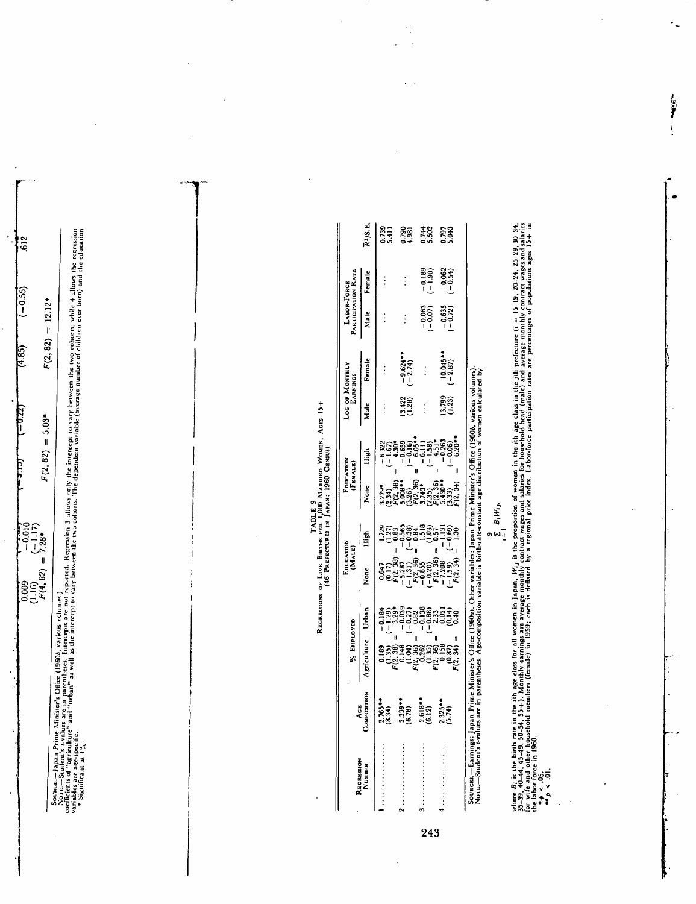| | | | |
|---|---|---|---|
| 0.009 (1.16) | −0.010 (−1.17) | (4.85) | (−0.55) | .612 |
| $F(4, 82) = 7.28$* | | $F(2, 82) = 5.03$* | $F(2, 82) = 12.12$* | |

SOURCE.—Japan Prime Minister's Office (1960*b*, various volumes).
NOTE.—Student's *t*-values are in parentheses. Intercepts are not reported. Regression 3 allows only the intercept to vary between the two cohorts, while 4 allows the regression coefficients of "agriculture" and "urban" as well as the intercept to vary between the two cohorts. The dependent variable (average number of children ever born) and the education variables are age-specific.
\* Significant at 1%.

TABLE 9
REGRESSIONS OF LIVE BIRTHS PER 1,000 MARRIED WOMEN, AGES 15+
(46 PREFECTURES IN JAPAN: 1960 CENSUS)

| Regression Number | Age Composition | % Employed | | Education (Male) | | Education (Female) | | Log of Monthly Earnings | | Labor-Force Participation Rate | | $\bar{R}^2$/S.E. |
|---|---|---|---|---|---|---|---|---|---|---|---|---|
| | | Agriculture | Urban | None | High | None | High | Male | Female | Male | Female | |
| 1 | 2.765** (8.34) | 0.189 (1.35) $F(2, 38) = 3.29$* | −0.184 (−1.29) | 0.647 (0.17) $F(2, 38) = 0.83$ | 1.729 (1.27) | 3.279* (2.34) $F(2, 38) = 4.30$* | −6.322 (−1.67) | ... | ... | ... | ... | 0.739 5.411 |
| 2 | 2.339** (6.78) | 0.148 (1.04) $F(2, 36) = 0.82$ | −0.039 (−0.27) | −5.287 (−1.31) $F(2, 36) = 0.84$ | −0.565 (−0.38) | 5.008** (3.26) $F(2, 36) = 6.05$** | −0.659 (−0.16) | 13.422 (1.28) | −9.624** (−2.74) | ... | ... | 0.790 4.981 |
| 3 | 2.618** (6.12) | 0.262 (1.35) $F(2, 36) = 2.33$ | −0.138 (−0.88) | −0.855 (−0.20) $F(2, 36) = 0.57$ | 1.518 (1.03) | 3.743* (2.35) $F(2, 36) = 4.51$* | −6.111 (−1.58) | ... | ... | −0.063 (−0.07) | −0.189 (−1.90) | 0.744 5.502 |
| 4 | 2.325** (5.74) | 0.158 (0.87) $F(2, 34) = 0.40$ | 0.021 (0.14) | −7.208 (−1.59) $F(2, 34) = 1.30$ | −1.131 (−0.69) | 5.430** (3.33) $F(2, 34) = 6.20$** | −0.263 (−0.06) | 13.799 (1.23) | −10.045** (−2.87) | −0.635 (−0.72) | −0.062 (−0.54) | 0.797 5.043 |

SOURCES.—Earnings: Japan Prime Minister's Office (1960*a*). Other variables: Japan Prime Minister's Office (1960*b*, various volumes).
NOTE.—Student's *t*-values are in parentheses. Age-composition variable is birth-rate-constant age distribution of women calculated by

$$\sum_{i=1}^{9} B_i W_{ij},$$

where $B_i$ is the birth rate in the *i*th age class for all women in Japan, $W_{ij}$ is the proportion of women in the *i*th age class in the *j*th prefecture (*i* = 15–19, 20–24, 25–29, 30–34, 35–39, 40–44, 45–49, 50–54, 55+). Monthly earnings are average monthly contract wages and salaries for household head (male) and average monthly contract wages and salaries for wife and other household members (female) in 1959; each is deflated by a regional price index. Labor-force participation rates are percentages of populations ages 15+ in the labor force in 1960.
\* $p < .05$.
\*\* $p < .01$.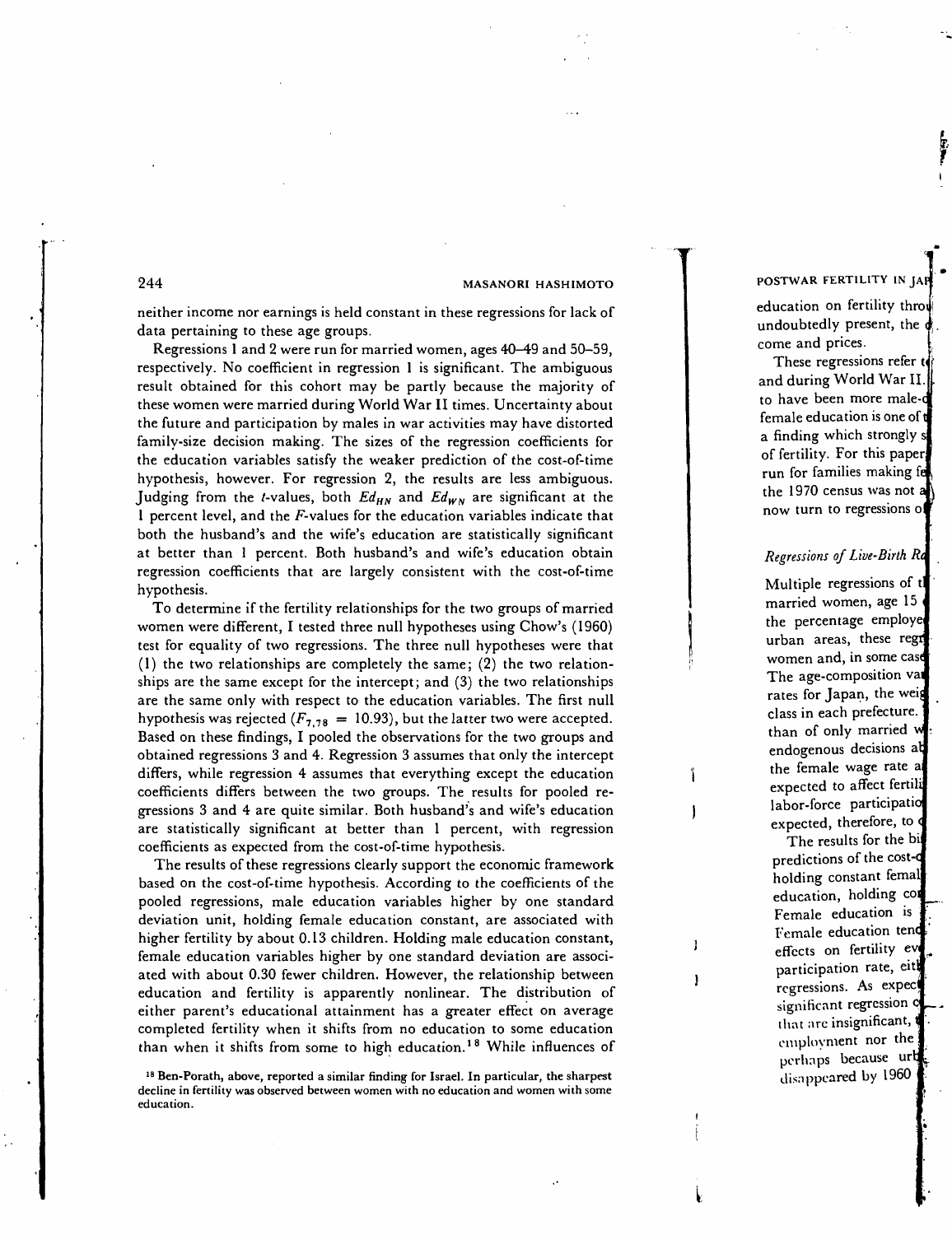neither income nor earnings is held constant in these regressions for lack of data pertaining to these age groups.

Regressions 1 and 2 were run for married women, ages 40–49 and 50–59, respectively. No coefficient in regression 1 is significant. The ambiguous result obtained for this cohort may be partly because the majority of these women were married during World War II times. Uncertainty about the future and participation by males in war activities may have distorted family-size decision making. The sizes of the regression coefficients for the education variables satisfy the weaker prediction of the cost-of-time hypothesis, however. For regression 2, the results are less ambiguous. Judging from the *t*-values, both $Ed_{HN}$ and $Ed_{WN}$ are significant at the 1 percent level, and the *F*-values for the education variables indicate that both the husband's and the wife's education are statistically significant at better than 1 percent. Both husband's and wife's education obtain regression coefficients that are largely consistent with the cost-of-time hypothesis.

To determine if the fertility relationships for the two groups of married women were different, I tested three null hypotheses using Chow's (1960) test for equality of two regressions. The three null hypotheses were that (1) the two relationships are completely the same; (2) the two relationships are the same except for the intercept; and (3) the two relationships are the same only with respect to the education variables. The first null hypothesis was rejected ($F_{7,78} = 10.93$), but the latter two were accepted. Based on these findings, I pooled the observations for the two groups and obtained regressions 3 and 4. Regression 3 assumes that only the intercept differs, while regression 4 assumes that everything except the education coefficients differs between the two groups. The results for pooled regressions 3 and 4 are quite similar. Both husband's and wife's education are statistically significant at better than 1 percent, with regression coefficients as expected from the cost-of-time hypothesis.

The results of these regressions clearly support the economic framework based on the cost-of-time hypothesis. According to the coefficients of the pooled regressions, male education variables higher by one standard deviation unit, holding female education constant, are associated with higher fertility by about 0.13 children. Holding male education constant, female education variables higher by one standard deviation are associated with about 0.30 fewer children. However, the relationship between education and fertility is apparently nonlinear. The distribution of either parent's educational attainment has a greater effect on average completed fertility when it shifts from no education to some education than when it shifts from some to high education.[18] While influences of

[18] Ben-Porath, above, reported a similar finding for Israel. In particular, the sharpest decline in fertility was observed between women with no education and women with some education.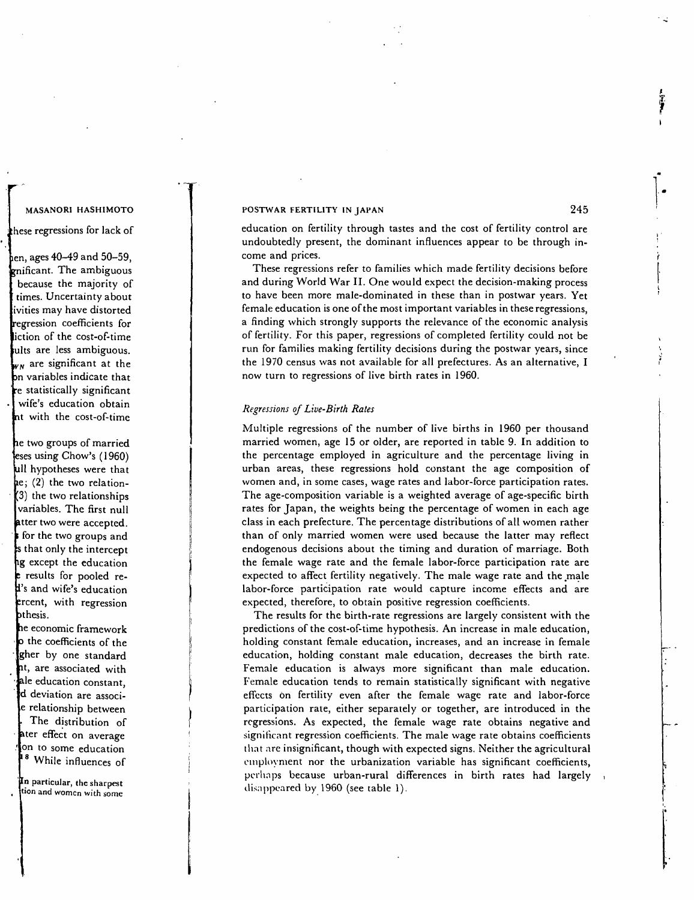education on fertility through tastes and the cost of fertility control are undoubtedly present, the dominant influences appear to be through income and prices.

These regressions refer to families which made fertility decisions before and during World War II. One would expect the decision-making process to have been more male-dominated in these than in postwar years. Yet female education is one of the most important variables in these regressions, a finding which strongly supports the relevance of the economic analysis of fertility. For this paper, regressions of completed fertility could not be run for families making fertility decisions during the postwar years, since the 1970 census was not available for all prefectures. As an alternative, I now turn to regressions of live birth rates in 1960.

### *Regressions of Live-Birth Rates*

Multiple regressions of the number of live births in 1960 per thousand married women, age 15 or older, are reported in table 9. In addition to the percentage employed in agriculture and the percentage living in urban areas, these regressions hold constant the age composition of women and, in some cases, wage rates and labor-force participation rates. The age-composition variable is a weighted average of age-specific birth rates for Japan, the weights being the percentage of women in each age class in each prefecture. The percentage distributions of all women rather than of only married women were used because the latter may reflect endogenous decisions about the timing and duration of marriage. Both the female wage rate and the female labor-force participation rate are expected to affect fertility negatively. The male wage rate and the male labor-force participation rate would capture income effects and are expected, therefore, to obtain positive regression coefficients.

The results for the birth-rate regressions are largely consistent with the predictions of the cost-of-time hypothesis. An increase in male education, holding constant female education, increases, and an increase in female education, holding constant male education, decreases the birth rate. Female education is always more significant than male education. Female education tends to remain statistically significant with negative effects on fertility even after the female wage rate and labor-force participation rate, either separately or together, are introduced in the regressions. As expected, the female wage rate obtains negative and significant regression coefficients. The male wage rate obtains coefficients that are insignificant, though with expected signs. Neither the agricultural employment nor the urbanization variable has significant coefficients, perhaps because urban-rural differences in birth rates had largely disappeared by 1960 (see table 1).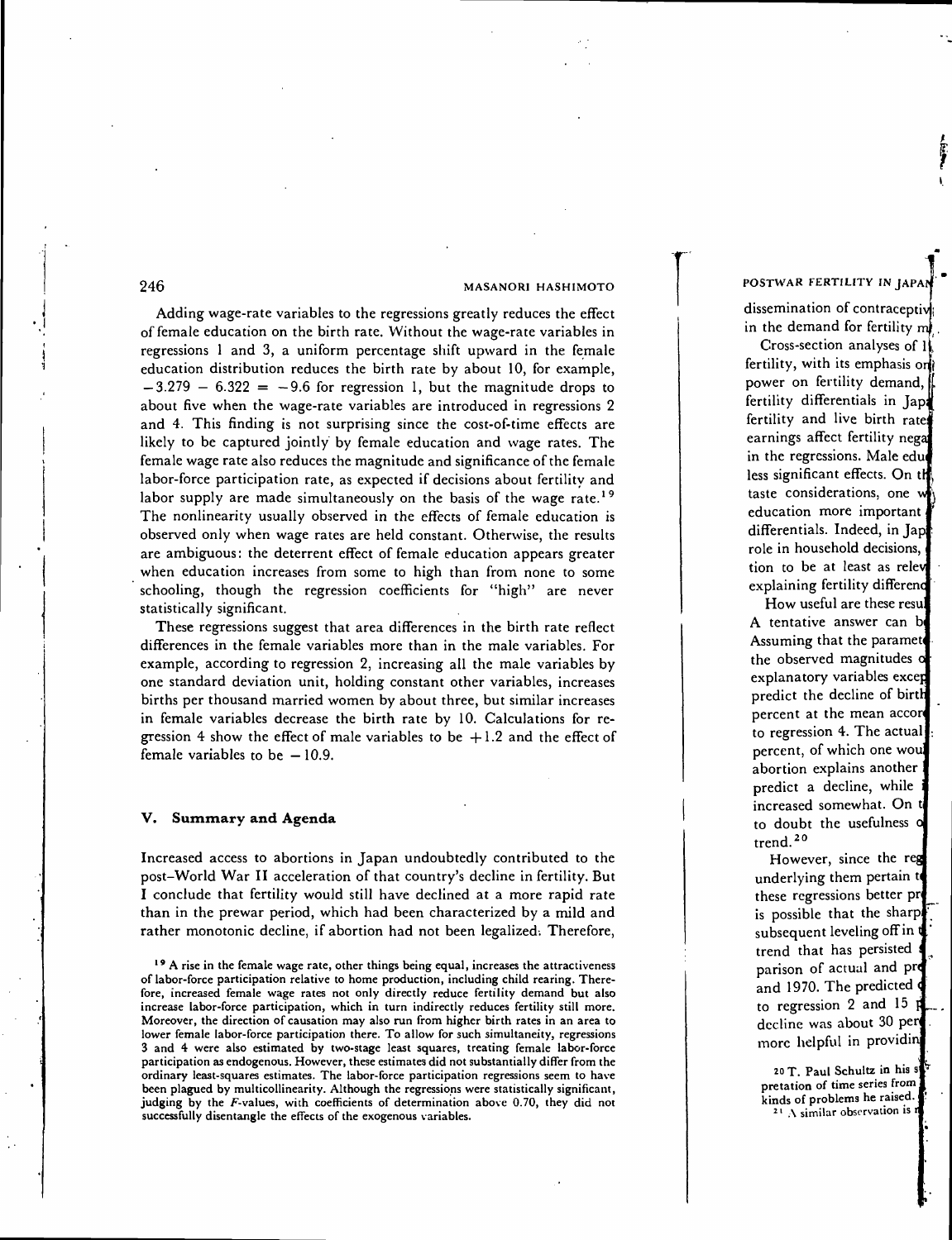Adding wage-rate variables to the regressions greatly reduces the effect of female education on the birth rate. Without the wage-rate variables in regressions 1 and 3, a uniform percentage shift upward in the female education distribution reduces the birth rate by about 10, for example, $-3.279 - 6.322 = -9.6$ for regression 1, but the magnitude drops to about five when the wage-rate variables are introduced in regressions 2 and 4. This finding is not surprising since the cost-of-time effects are likely to be captured jointly by female education and wage rates. The female wage rate also reduces the magnitude and significance of the female labor-force participation rate, as expected if decisions about fertility and labor supply are made simultaneously on the basis of the wage rate.[19] The nonlinearity usually observed in the effects of female education is observed only when wage rates are held constant. Otherwise, the results are ambiguous: the deterrent effect of female education appears greater when education increases from some to high than from none to some schooling, though the regression coefficients for "high" are never statistically significant.

These regressions suggest that area differences in the birth rate reflect differences in the female variables more than in the male variables. For example, according to regression 2, increasing all the male variables by one standard deviation unit, holding constant other variables, increases births per thousand married women by about three, but similar increases in female variables decrease the birth rate by 10. Calculations for regression 4 show the effect of male variables to be $+1.2$ and the effect of female variables to be $-10.9$.

## V. Summary and Agenda

Increased access to abortions in Japan undoubtedly contributed to the post–World War II acceleration of that country's decline in fertility. But I conclude that fertility would still have declined at a more rapid rate than in the prewar period, which had been characterized by a mild and rather monotonic decline, if abortion had not been legalized. Therefore,

[19] A rise in the female wage rate, other things being equal, increases the attractiveness of labor-force participation relative to home production, including child rearing. Therefore, increased female wage rates not only directly reduce fertility demand but also increase labor-force participation, which in turn indirectly reduces fertility still more. Moreover, the direction of causation may also run from higher birth rates in an area to lower female labor-force participation there. To allow for such simultaneity, regressions 3 and 4 were also estimated by two-stage least squares, treating female labor-force participation as endogenous. However, these estimates did not substantially differ from the ordinary least-squares estimates. The labor-force participation regressions seem to have been plagued by multicollinearity. Although the regressions were statistically significant, judging by the $F$-values, with coefficients of determination above 0.70, they did not successfully disentangle the effects of the exogenous variables.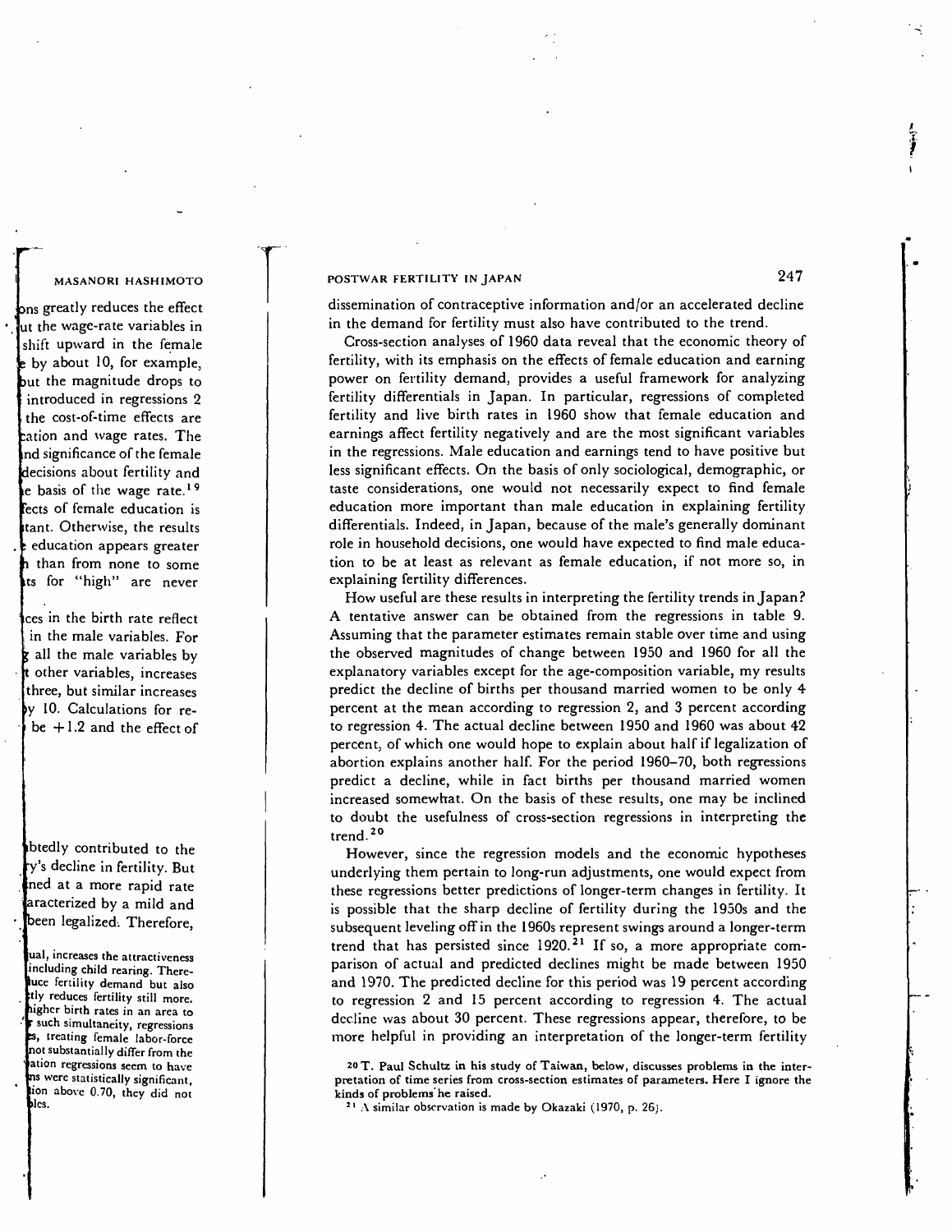dissemination of contraceptive information and/or an accelerated decline in the demand for fertility must also have contributed to the trend.

Cross-section analyses of 1960 data reveal that the economic theory of fertility, with its emphasis on the effects of female education and earning power on fertility demand, provides a useful framework for analyzing fertility differentials in Japan. In particular, regressions of completed fertility and live birth rates in 1960 show that female education and earnings affect fertility negatively and are the most significant variables in the regressions. Male education and earnings tend to have positive but less significant effects. On the basis of only sociological, demographic, or taste considerations, one would not necessarily expect to find female education more important than male education in explaining fertility differentials. Indeed, in Japan, because of the male's generally dominant role in household decisions, one would have expected to find male education to be at least as relevant as female education, if not more so, in explaining fertility differences.

How useful are these results in interpreting the fertility trends in Japan? A tentative answer can be obtained from the regressions in table 9. Assuming that the parameter estimates remain stable over time and using the observed magnitudes of change between 1950 and 1960 for all the explanatory variables except for the age-composition variable, my results predict the decline of births per thousand married women to be only 4 percent at the mean according to regression 2, and 3 percent according to regression 4. The actual decline between 1950 and 1960 was about 42 percent, of which one would hope to explain about half if legalization of abortion explains another half. For the period 1960–70, both regressions predict a decline, while in fact births per thousand married women increased somewhat. On the basis of these results, one may be inclined to doubt the usefulness of cross-section regressions in interpreting the trend.[20]

However, since the regression models and the economic hypotheses underlying them pertain to long-run adjustments, one would expect from these regressions better predictions of longer-term changes in fertility. It is possible that the sharp decline of fertility during the 1950s and the subsequent leveling off in the 1960s represent swings around a longer-term trend that has persisted since 1920.[21] If so, a more appropriate comparison of actual and predicted declines might be made between 1950 and 1970. The predicted decline for this period was 19 percent according to regression 2 and 15 percent according to regression 4. The actual decline was about 30 percent. These regressions appear, therefore, to be more helpful in providing an interpretation of the longer-term fertility

[20] T. Paul Schultz in his study of Taiwan, below, discusses problems in the interpretation of time series from cross-section estimates of parameters. Here I ignore the kinds of problems he raised.

[21] A similar observation is made by Okazaki (1970, p. 26).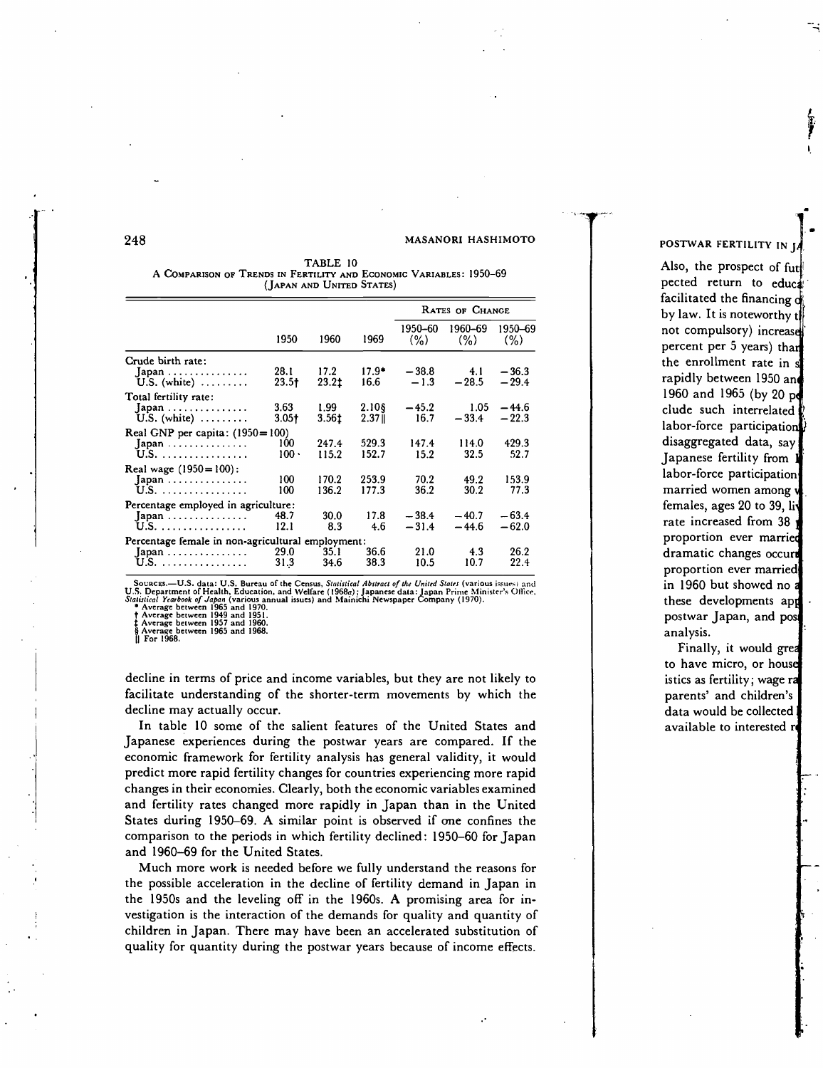TABLE 10

A Comparison of Trends in Fertility and Economic Variables: 1950–69
(Japan and United States)

| | 1950 | 1960 | 1969 | Rates of Change 1950–60 (%) | Rates of Change 1960–69 (%) | Rates of Change 1950–69 (%) |
|---|---|---|---|---|---|---|
| Crude birth rate: | | | | | | |
| Japan | 28.1 | 17.2 | 17.9* | −38.8 | 4.1 | −36.3 |
| U.S. (white) | 23.5† | 23.2‡ | 16.6 | −1.3 | −28.5 | −29.4 |
| Total fertility rate: | | | | | | |
| Japan | 3.63 | 1.99 | 2.10§ | −45.2 | 1.05 | −44.6 |
| U.S. (white) | 3.05† | 3.56‡ | 2.37‖ | 16.7 | −33.4 | −22.3 |
| Real GNP per capita: (1950=100) | | | | | | |
| Japan | 100 | 247.4 | 529.3 | 147.4 | 114.0 | 429.3 |
| U.S. | 100 | 115.2 | 152.7 | 15.2 | 32.5 | 52.7 |
| Real wage (1950=100): | | | | | | |
| Japan | 100 | 170.2 | 253.9 | 70.2 | 49.2 | 153.9 |
| U.S. | 100 | 136.2 | 177.3 | 36.2 | 30.2 | 77.3 |
| Percentage employed in agriculture: | | | | | | |
| Japan | 48.7 | 30.0 | 17.8 | −38.4 | −40.7 | −63.4 |
| U.S. | 12.1 | 8.3 | 4.6 | −31.4 | −44.6 | −62.0 |
| Percentage female in non-agricultural employment: | | | | | | |
| Japan | 29.0 | 35.1 | 36.6 | 21.0 | 4.3 | 26.2 |
| U.S. | 31.3 | 34.6 | 38.3 | 10.5 | 10.7 | 22.4 |

Sources.—U.S. data: U.S. Bureau of the Census, *Statistical Abstract of the United States* (various issues) and U.S. Department of Health, Education, and Welfare (1968*a*); Japanese data: Japan Prime Minister's Office, *Statistical Yearbook of Japan* (various annual issues) and Mainichi Newspaper Company (1970).

\* Average between 1965 and 1970.
† Average between 1949 and 1951.
‡ Average between 1957 and 1960.
§ Average between 1965 and 1968.
‖ For 1968.

decline in terms of price and income variables, but they are not likely to facilitate understanding of the shorter-term movements by which the decline may actually occur.

In table 10 some of the salient features of the United States and Japanese experiences during the postwar years are compared. If the economic framework for fertility analysis has general validity, it would predict more rapid fertility changes for countries experiencing more rapid changes in their economies. Clearly, both the economic variables examined and fertility rates changed more rapidly in Japan than in the United States during 1950–69. A similar point is observed if one confines the comparison to the periods in which fertility declined: 1950–60 for Japan and 1960–69 for the United States.

Much more work is needed before we fully understand the reasons for the possible acceleration in the decline of fertility demand in Japan in the 1950s and the leveling off in the 1960s. A promising area for investigation is the interaction of the demands for quality and quantity of children in Japan. There may have been an accelerated substitution of quality for quantity during the postwar years because of income effects.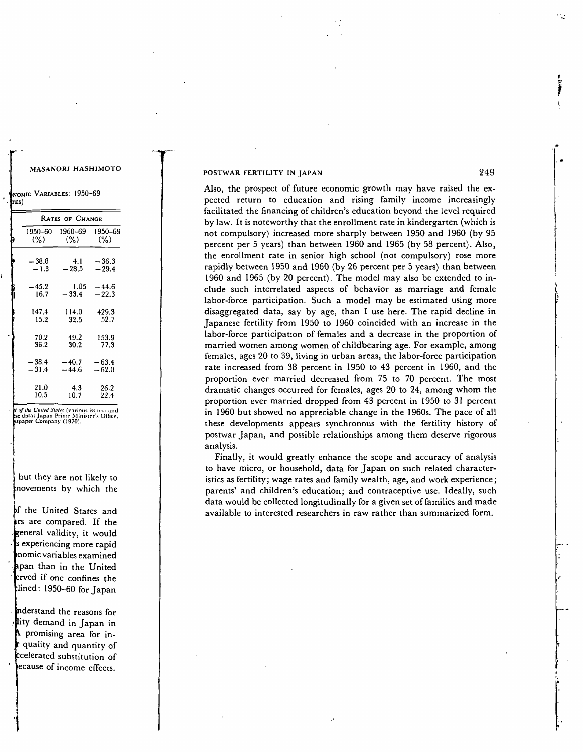Also, the prospect of future economic growth may have raised the expected return to education and rising family income increasingly facilitated the financing of children's education beyond the level required by law. It is noteworthy that the enrollment rate in kindergarten (which is not compulsory) increased more sharply between 1950 and 1960 (by 95 percent per 5 years) than between 1960 and 1965 (by 58 percent). Also, the enrollment rate in senior high school (not compulsory) rose more rapidly between 1950 and 1960 (by 26 percent per 5 years) than between 1960 and 1965 (by 20 percent). The model may also be extended to include such interrelated aspects of behavior as marriage and female labor-force participation. Such a model may be estimated using more disaggregated data, say by age, than I use here. The rapid decline in Japanese fertility from 1950 to 1960 coincided with an increase in the labor-force participation of females and a decrease in the proportion of married women among women of childbearing age. For example, among females, ages 20 to 39, living in urban areas, the labor-force participation rate increased from 38 percent in 1950 to 43 percent in 1960, and the proportion ever married decreased from 75 to 70 percent. The most dramatic changes occurred for females, ages 20 to 24, among whom the proportion ever married dropped from 43 percent in 1950 to 31 percent in 1960 but showed no appreciable change in the 1960s. The pace of all these developments appears synchronous with the fertility history of postwar Japan, and possible relationships among them deserve rigorous analysis.

Finally, it would greatly enhance the scope and accuracy of analysis to have micro, or household, data for Japan on such related characteristics as fertility; wage rates and family wealth, age, and work experience; parents' and children's education; and contraceptive use. Ideally, such data would be collected longitudinally for a given set of families and made available to interested researchers in raw rather than summarized form.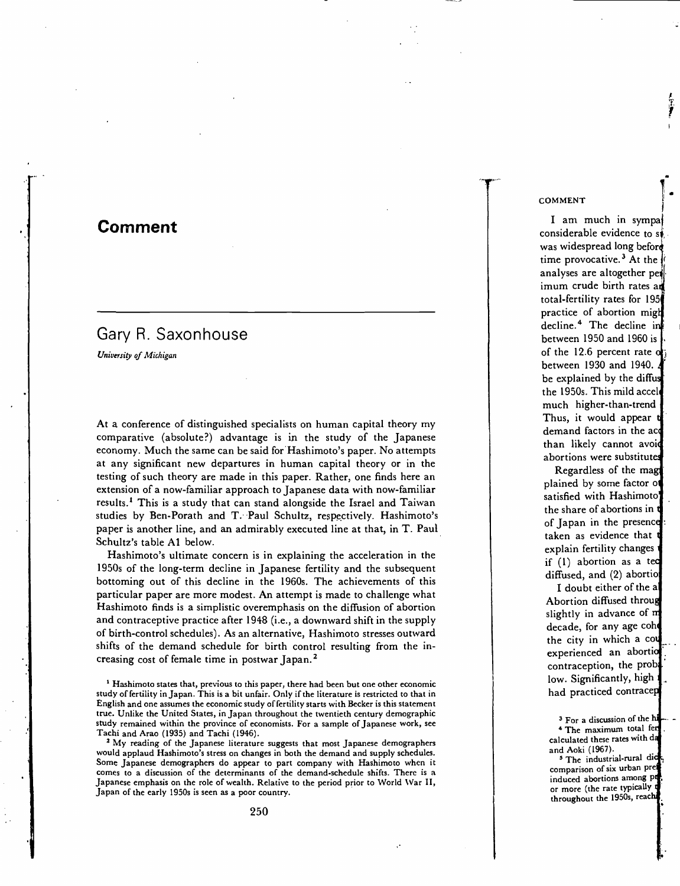# Comment

## Gary R. Saxonhouse

*University of Michigan*

At a conference of distinguished specialists on human capital theory my comparative (absolute?) advantage is in the study of the Japanese economy. Much the same can be said for Hashimoto's paper. No attempts at any significant new departures in human capital theory or in the testing of such theory are made in this paper. Rather, one finds here an extension of a now-familiar approach to Japanese data with now-familiar results.[1] This is a study that can stand alongside the Israel and Taiwan studies by Ben-Porath and T. Paul Schultz, respectively. Hashimoto's paper is another line, and an admirably executed line at that, in T. Paul Schultz's table A1 below.

Hashimoto's ultimate concern is in explaining the acceleration in the 1950s of the long-term decline in Japanese fertility and the subsequent bottoming out of this decline in the 1960s. The achievements of this particular paper are more modest. An attempt is made to challenge what Hashimoto finds is a simplistic overemphasis on the diffusion of abortion and contraceptive practice after 1948 (i.e., a downward shift in the supply of birth-control schedules). As an alternative, Hashimoto stresses outward shifts of the demand schedule for birth control resulting from the increasing cost of female time in postwar Japan.[2]

[1] Hashimoto states that, previous to this paper, there had been but one other economic study of fertility in Japan. This is a bit unfair. Only if the literature is restricted to that in English and one assumes the economic study of fertility starts with Becker is this statement true. Unlike the United States, in Japan throughout the twentieth century demographic study remained within the province of economists. For a sample of Japanese work, see Tachi and Arao (1935) and Tachi (1946).

[2] My reading of the Japanese literature suggests that most Japanese demographers would applaud Hashimoto's stress on changes in both the demand and supply schedules. Some Japanese demographers do appear to part company with Hashimoto when it comes to a discussion of the determinants of the demand-schedule shifts. There is a Japanese emphasis on the role of wealth. Relative to the period prior to World War II, Japan of the early 1950s is seen as a poor country.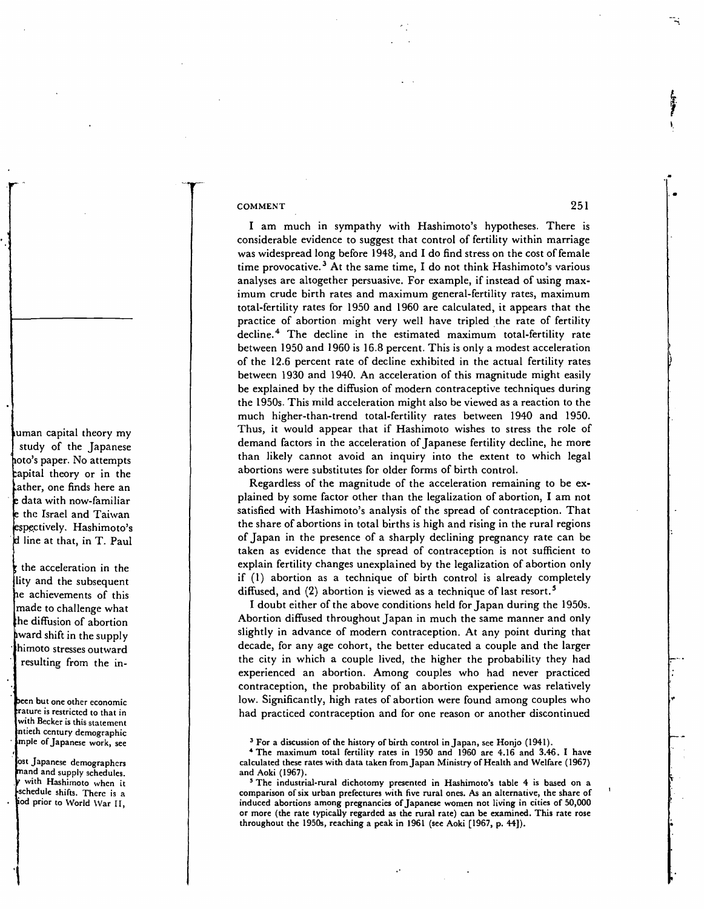I am much in sympathy with Hashimoto's hypotheses. There is considerable evidence to suggest that control of fertility within marriage was widespread long before 1948, and I do find stress on the cost of female time provocative.[3] At the same time, I do not think Hashimoto's various analyses are altogether persuasive. For example, if instead of using maximum crude birth rates and maximum general-fertility rates, maximum total-fertility rates for 1950 and 1960 are calculated, it appears that the practice of abortion might very well have tripled the rate of fertility decline.[4] The decline in the estimated maximum total-fertility rate between 1950 and 1960 is 16.8 percent. This is only a modest acceleration of the 12.6 percent rate of decline exhibited in the actual fertility rates between 1930 and 1940. An acceleration of this magnitude might easily be explained by the diffusion of modern contraceptive techniques during the 1950s. This mild acceleration might also be viewed as a reaction to the much higher-than-trend total-fertility rates between 1940 and 1950. Thus, it would appear that if Hashimoto wishes to stress the role of demand factors in the acceleration of Japanese fertility decline, he more than likely cannot avoid an inquiry into the extent to which legal abortions were substitutes for older forms of birth control.

Regardless of the magnitude of the acceleration remaining to be explained by some factor other than the legalization of abortion, I am not satisfied with Hashimoto's analysis of the spread of contraception. That the share of abortions in total births is high and rising in the rural regions of Japan in the presence of a sharply declining pregnancy rate can be taken as evidence that the spread of contraception is not sufficient to explain fertility changes unexplained by the legalization of abortion only if (1) abortion as a technique of birth control is already completely diffused, and (2) abortion is viewed as a technique of last resort.[5]

I doubt either of the above conditions held for Japan during the 1950s. Abortion diffused throughout Japan in much the same manner and only slightly in advance of modern contraception. At any point during that decade, for any age cohort, the better educated a couple and the larger the city in which a couple lived, the higher the probability they had experienced an abortion. Among couples who had never practiced contraception, the probability of an abortion experience was relatively low. Significantly, high rates of abortion were found among couples who had practiced contraception and for one reason or another discontinued

[3] For a discussion of the history of birth control in Japan, see Honjo (1941).

[4] The maximum total fertility rates in 1950 and 1960 are 4.16 and 3.46. I have calculated these rates with data taken from Japan Ministry of Health and Welfare (1967) and Aoki (1967).

[5] The industrial-rural dichotomy presented in Hashimoto's table 4 is based on a comparison of six urban prefectures with five rural ones. As an alternative, the share of induced abortions among pregnancies of Japanese women not living in cities of 50,000 or more (the rate typically regarded as the rural rate) can be examined. This rate rose throughout the 1950s, reaching a peak in 1961 (see Aoki [1967, p. 44]).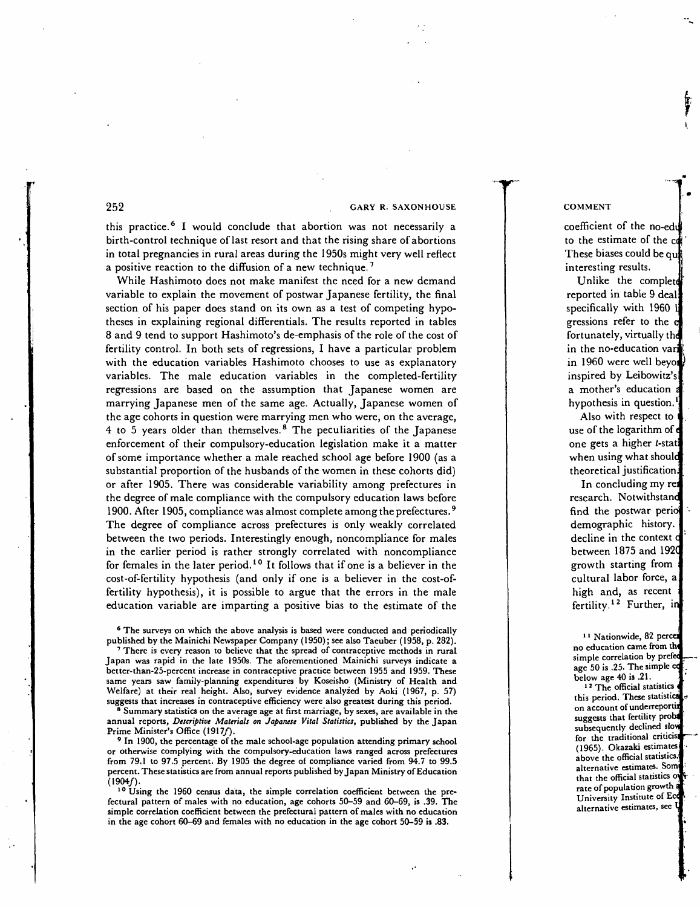this practice.[6] I would conclude that abortion was not necessarily a birth-control technique of last resort and that the rising share of abortions in total pregnancies in rural areas during the 1950s might very well reflect a positive reaction to the diffusion of a new technique.[7]

While Hashimoto does not make manifest the need for a new demand variable to explain the movement of postwar Japanese fertility, the final section of his paper does stand on its own as a test of competing hypotheses in explaining regional differentials. The results reported in tables 8 and 9 tend to support Hashimoto's de-emphasis of the role of the cost of fertility control. In both sets of regressions, I have a particular problem with the education variables Hashimoto chooses to use as explanatory variables. The male education variables in the completed-fertility regressions are based on the assumption that Japanese women are marrying Japanese men of the same age. Actually, Japanese women of the age cohorts in question were marrying men who were, on the average, 4 to 5 years older than themselves.[8] The peculiarities of the Japanese enforcement of their compulsory-education legislation make it a matter of some importance whether a male reached school age before 1900 (as a substantial proportion of the husbands of the women in these cohorts did) or after 1905. There was considerable variability among prefectures in the degree of male compliance with the compulsory education laws before 1900. After 1905, compliance was almost complete among the prefectures.[9] The degree of compliance across prefectures is only weakly correlated between the two periods. Interestingly enough, noncompliance for males in the earlier period is rather strongly correlated with noncompliance for females in the later period.[10] It follows that if one is a believer in the cost-of-fertility hypothesis (and only if one is a believer in the cost-of-fertility hypothesis), it is possible to argue that the errors in the male education variable are imparting a positive bias to the estimate of the

[6] The surveys on which the above analysis is based were conducted and periodically published by the Mainichi Newspaper Company (1950); see also Taeuber (1958, p. 282).

[7] There is every reason to believe that the spread of contraceptive methods in rural Japan was rapid in the late 1950s. The aforementioned Mainichi surveys indicate a better-than-25-percent increase in contraceptive practice between 1955 and 1959. These same years saw family-planning expenditures by Koseisho (Ministry of Health and Welfare) at their real height. Also, survey evidence analyzed by Aoki (1967, p. 57) suggests that increases in contraceptive efficiency were also greatest during this period.

[8] Summary statistics on the average age at first marriage, by sexes, are available in the annual reports, *Descriptive Materials on Japanese Vital Statistics*, published by the Japan Prime Minister's Office (1917*f*).

[9] In 1900, the percentage of the male school-age population attending primary school or otherwise complying with the compulsory-education laws ranged across prefectures from 79.1 to 97.5 percent. By 1905 the degree of compliance varied from 94.7 to 99.5 percent. These statistics are from annual reports published by Japan Ministry of Education (1904*f*).

[10] Using the 1960 census data, the simple correlation coefficient between the prefectural pattern of males with no education, age cohorts 50–59 and 60–69, is .39. The simple correlation coefficient between the prefectural pattern of males with no education in the age cohort 60–69 and females with no education in the age cohort 50–59 is .83.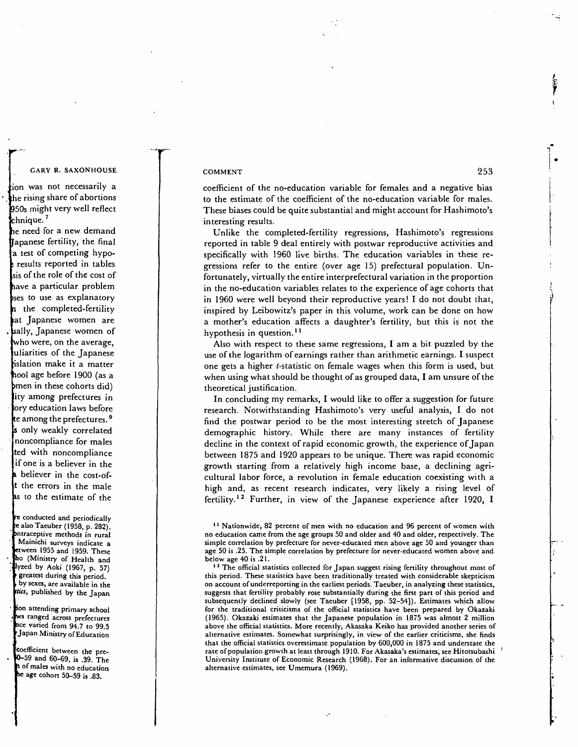coefficient of the no-education variable for females and a negative bias to the estimate of the coefficient of the no-education variable for males. These biases could be quite substantial and might account for Hashimoto's interesting results.

Unlike the completed-fertility regressions, Hashimoto's regressions reported in table 9 deal entirely with postwar reproductive activities and specifically with 1960 live births. The education variables in these regressions refer to the entire (over age 15) prefectural population. Unfortunately, virtually the entire interprefectural variation in the proportion in the no-education variables relates to the experience of age cohorts that in 1960 were well beyond their reproductive years! I do not doubt that, inspired by Leibowitz's paper in this volume, work can be done on how a mother's education affects a daughter's fertility, but this is not the hypothesis in question.[11]

Also with respect to these same regressions, I am a bit puzzled by the use of the logarithm of earnings rather than arithmetic earnings. I suspect one gets a higher $t$-statistic on female wages when this form is used, but when using what should be thought of as grouped data, I am unsure of the theoretical justification.

In concluding my remarks, I would like to offer a suggestion for future research. Notwithstanding Hashimoto's very useful analysis, I do not find the postwar period to be the most interesting stretch of Japanese demographic history. While there are many instances of fertility decline in the context of rapid economic growth, the experience of Japan between 1875 and 1920 appears to be unique. There was rapid economic growth starting from a relatively high income base, a declining agricultural labor force, a revolution in female education coexisting with a high and, as recent research indicates, very likely a rising level of fertility.[12] Further, in view of the Japanese experience after 1920, I

[11] Nationwide, 82 percent of men with no education and 96 percent of women with no education came from the age groups 50 and older and 40 and older, respectively. The simple correlation by prefecture for never-educated men above age 50 and younger than age 50 is .25. The simple correlation by prefecture for never-educated women above and below age 40 is .21.

[12] The official statistics collected for Japan suggest rising fertility throughout most of this period. These statistics have been traditionally treated with considerable skepticism on account of underreporting in the earliest periods. Taeuber, in analyzing these statistics, suggests that fertility probably rose substantially during the first part of this period and subsequently declined slowly (see Taeuber [1958, pp. 52–54]). Estimates which allow for the traditional criticisms of the official statistics have been prepared by Okazaki (1965). Okazaki estimates that the Japanese population in 1875 was almost 2 million above the official statistics. More recently, Akasaka Keiko has provided another series of alternative estimates. Somewhat surprisingly, in view of the earlier criticisms, she finds that the official statistics overestimate population by 600,000 in 1875 and understate the rate of population growth at least through 1910. For Akasaka's estimates, see Hitotsubashi University Institute of Economic Research (1968). For an informative discussion of the alternative estimates, see Umemura (1969).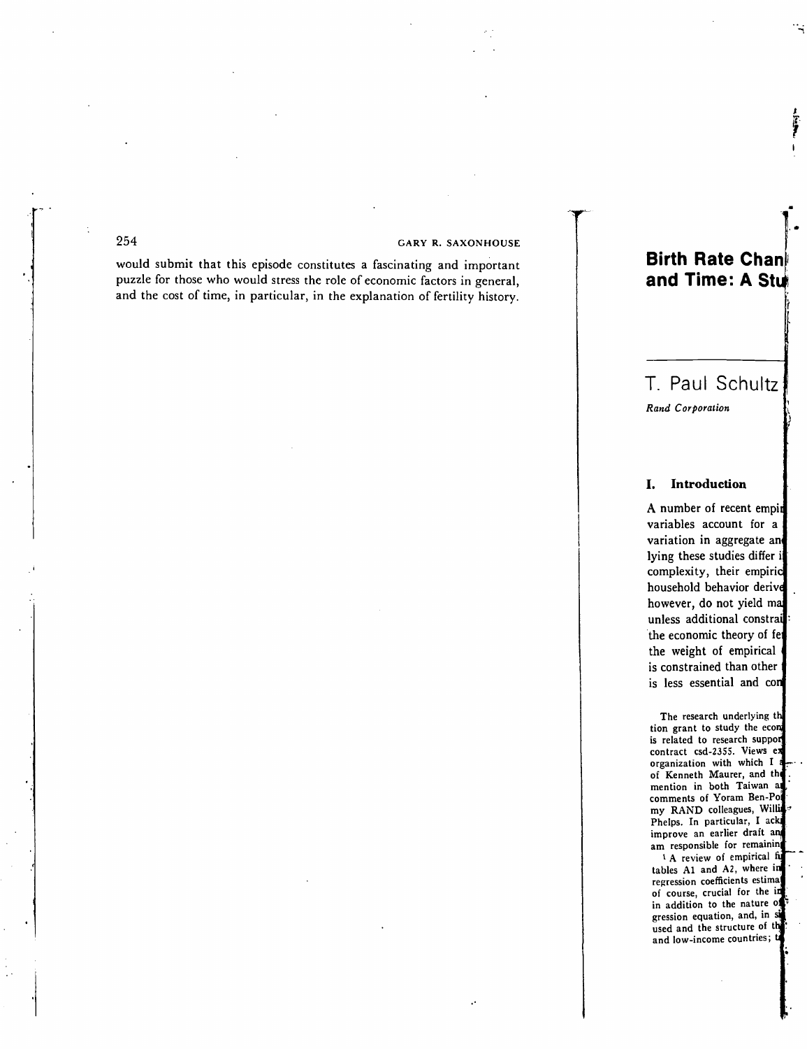would submit that this episode constitutes a fascinating and important puzzle for those who would stress the role of economic factors in general, and the cost of time, in particular, in the explanation of fertility history.

# Birth Rate Chan
# and Time: A Stu

T. Paul Schultz

*Rand Corporation*

## I. Introduction

A number of recent empi
variables account for a
variation in aggregate an
lying these studies differ i
complexity, their empiric
household behavior derive
however, do not yield ma
unless additional constrai
the economic theory of fe
the weight of empirical
is constrained than other
is less essential and con

The research underlying th
tion grant to study the econ
is related to research suppor
contract csd-2355. Views e
organization with which I
of Kenneth Maurer, and th
mention in both Taiwan a
comments of Yoram Ben-Po
my RAND colleagues, Willi
Phelps. In particular, I ack
improve an earlier draft an
am responsible for remainin

[1] A review of empirical f
tables A1 and A2, where in
regression coefficients estima
of course, crucial for the in
in addition to the nature o
gression equation, and, in s
used and the structure of th
and low-income countries; t